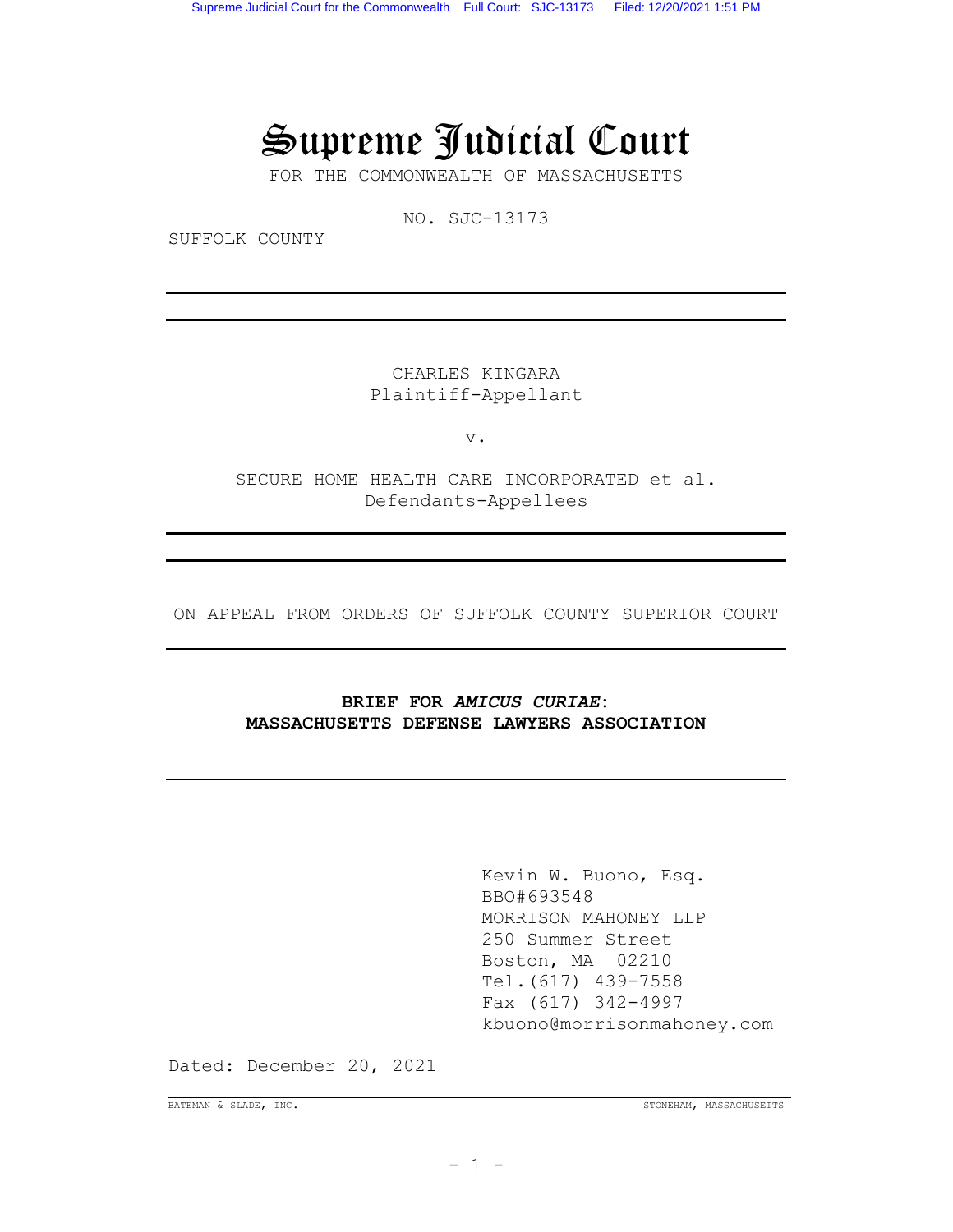# Supreme Judicial Court

FOR THE COMMONWEALTH OF MASSACHUSETTS

NO. SJC-13173

SUFFOLK COUNTY

---

CHARLES KINGARA
Plaintiff-Appellant

v.

SECURE HOME HEALTH CARE INCORPORATED et al.
Defendants-Appellees

---

ON APPEAL FROM ORDERS OF SUFFOLK COUNTY SUPERIOR COURT

---

**BRIEF FOR *AMICUS CURIAE*:**
**MASSACHUSETTS DEFENSE LAWYERS ASSOCIATION**

---

Kevin W. Buono, Esq.
BBO#693548
MORRISON MAHONEY LLP
250 Summer Street
Boston, MA 02210
Tel.(617) 439-7558
Fax (617) 342-4997
kbuono@morrisonmahoney.com

Dated: December 20, 2021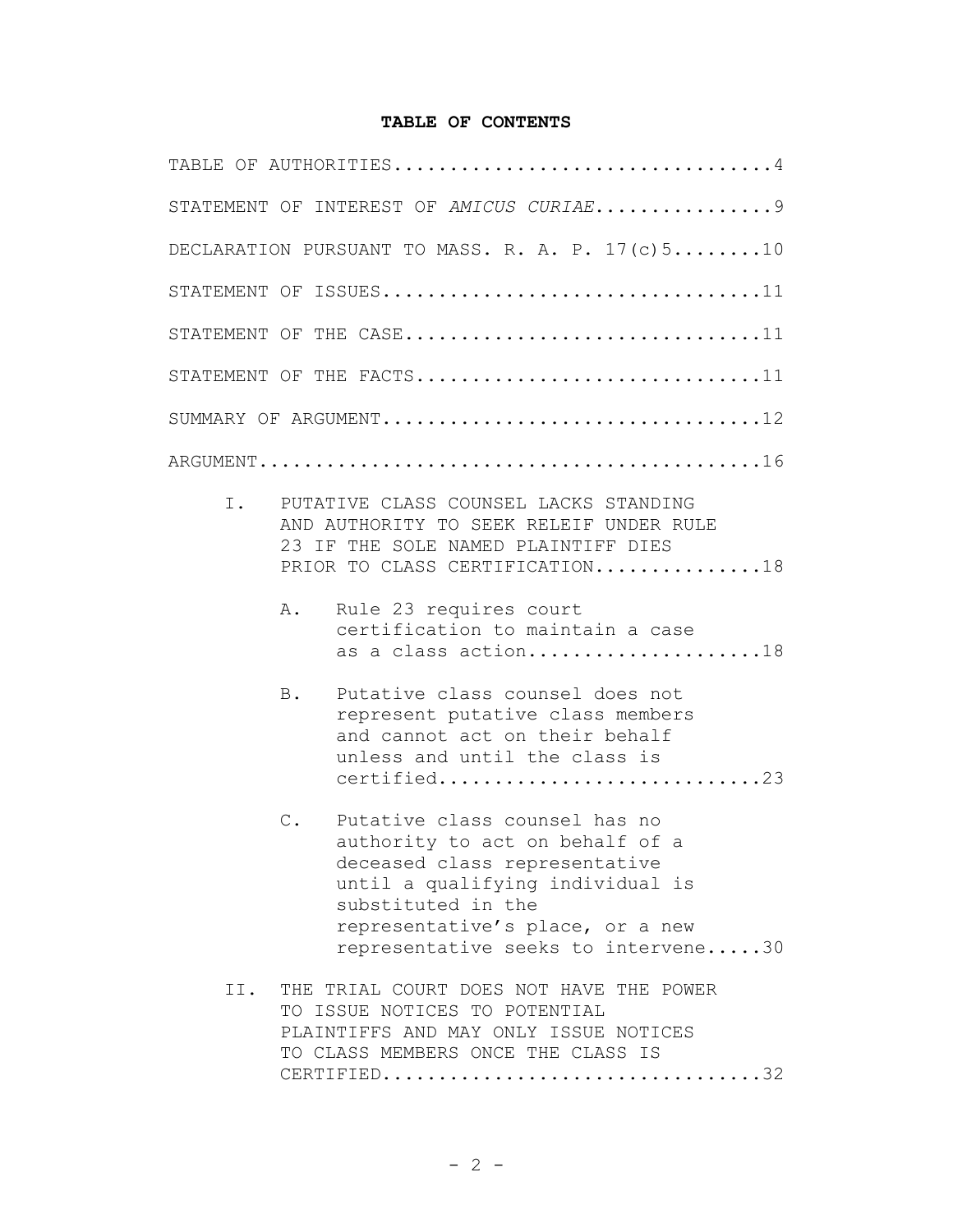**TABLE OF CONTENTS**

TABLE OF AUTHORITIES.................................4

STATEMENT OF INTEREST OF *AMICUS CURIAE*................9

DECLARATION PURSUANT TO MASS. R. A. P. 17(c)5........10

STATEMENT OF ISSUES..................................11

STATEMENT OF THE CASE................................11

STATEMENT OF THE FACTS...............................11

SUMMARY OF ARGUMENT..................................12

ARGUMENT.............................................16

I. PUTATIVE CLASS COUNSEL LACKS STANDING AND AUTHORITY TO SEEK RELEIF UNDER RULE 23 IF THE SOLE NAMED PLAINTIFF DIES PRIOR TO CLASS CERTIFICATION...............18

   A. Rule 23 requires court certification to maintain a case as a class action.....................18

   B. Putative class counsel does not represent putative class members and cannot act on their behalf unless and until the class is certified.............................23

   C. Putative class counsel has no authority to act on behalf of a deceased class representative until a qualifying individual is substituted in the representative's place, or a new representative seeks to intervene.....30

II. THE TRIAL COURT DOES NOT HAVE THE POWER TO ISSUE NOTICES TO POTENTIAL PLAINTIFFS AND MAY ONLY ISSUE NOTICES TO CLASS MEMBERS ONCE THE CLASS IS CERTIFIED.................................32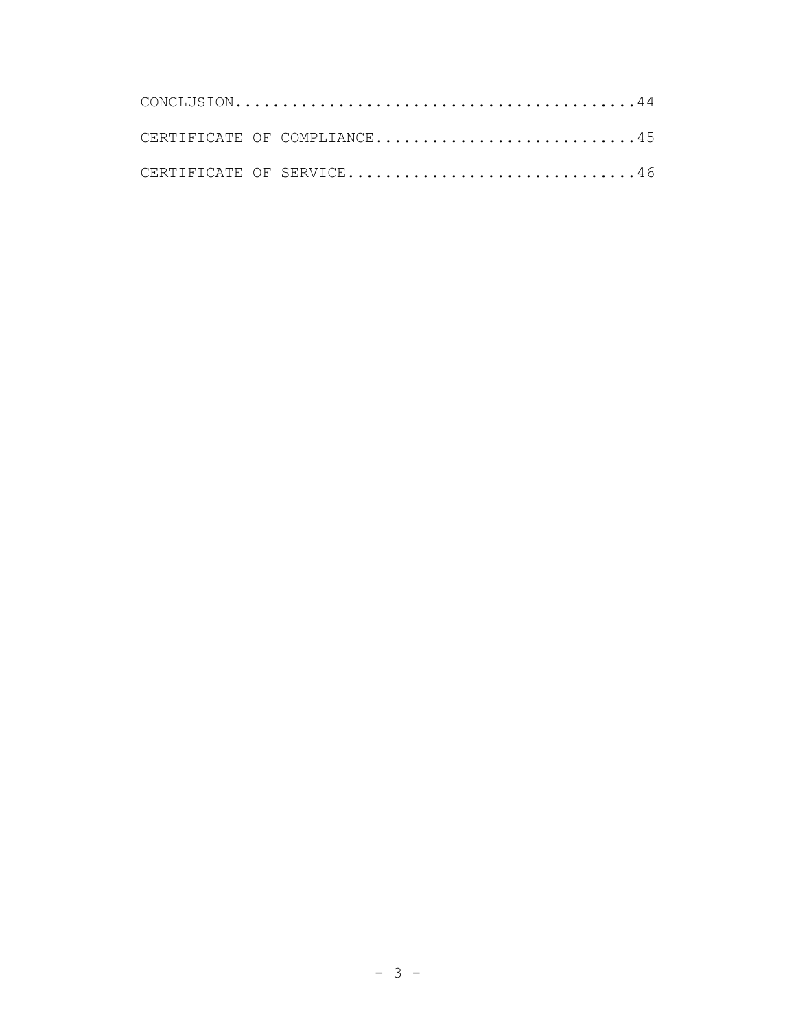CONCLUSION........................................44

CERTIFICATE OF COMPLIANCE.............................45

CERTIFICATE OF SERVICE...............................46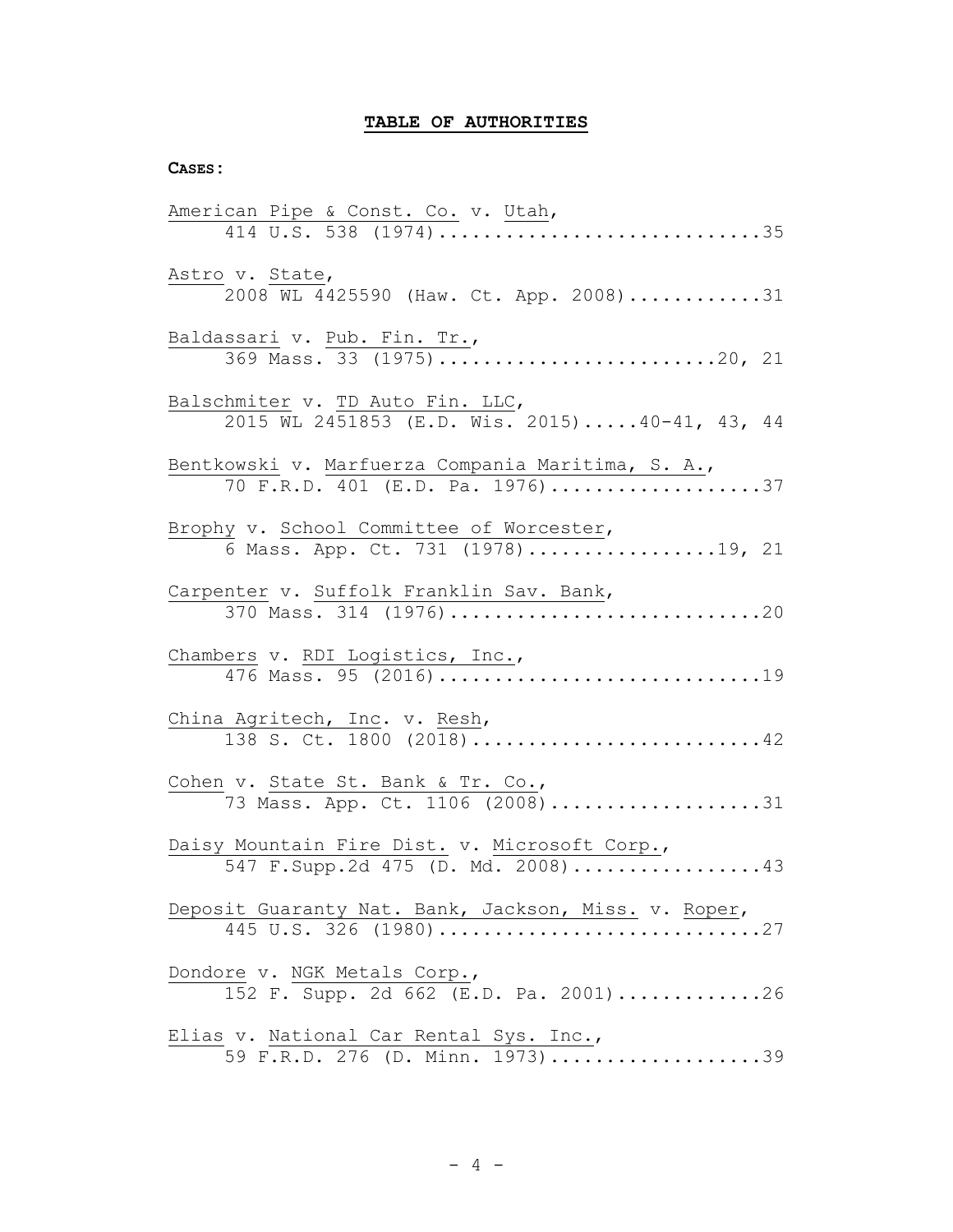# TABLE OF AUTHORITIES

**CASES:**

American Pipe & Const. Co. v. Utah,
414 U.S. 538 (1974)..............................35

Astro v. State,
2008 WL 4425590 (Haw. Ct. App. 2008)............31

Baldassari v. Pub. Fin. Tr.,
369 Mass. 33 (1975)..........................20, 21

Balschmiter v. TD Auto Fin. LLC,
2015 WL 2451853 (E.D. Wis. 2015).....40-41, 43, 44

Bentkowski v. Marfuerza Compania Maritima, S. A.,
70 F.R.D. 401 (E.D. Pa. 1976)...................37

Brophy v. School Committee of Worcester,
6 Mass. App. Ct. 731 (1978).................19, 21

Carpenter v. Suffolk Franklin Sav. Bank,
370 Mass. 314 (1976)............................20

Chambers v. RDI Logistics, Inc.,
476 Mass. 95 (2016).............................19

China Agritech, Inc. v. Resh,
138 S. Ct. 1800 (2018)..........................42

Cohen v. State St. Bank & Tr. Co.,
73 Mass. App. Ct. 1106 (2008)...................31

Daisy Mountain Fire Dist. v. Microsoft Corp.,
547 F.Supp.2d 475 (D. Md. 2008).................43

Deposit Guaranty Nat. Bank, Jackson, Miss. v. Roper,
445 U.S. 326 (1980).............................27

Dondore v. NGK Metals Corp.,
152 F. Supp. 2d 662 (E.D. Pa. 2001).............26

Elias v. National Car Rental Sys. Inc.,
59 F.R.D. 276 (D. Minn. 1973)...................39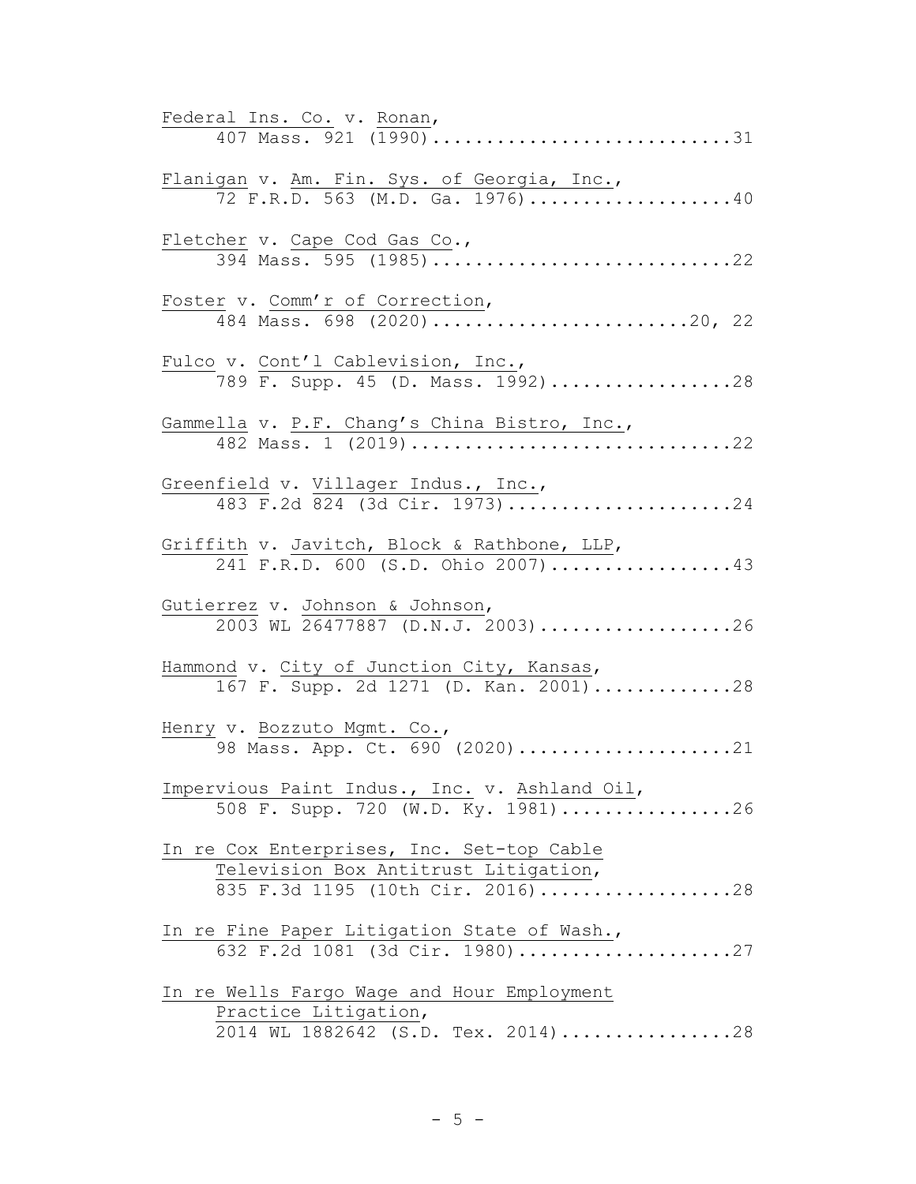Federal Ins. Co. v. Ronan,
407 Mass. 921 (1990)............................31

Flanigan v. Am. Fin. Sys. of Georgia, Inc.,
72 F.R.D. 563 (M.D. Ga. 1976)...................40

Fletcher v. Cape Cod Gas Co.,
394 Mass. 595 (1985)............................22

Foster v. Comm'r of Correction,
484 Mass. 698 (2020)........................20, 22

Fulco v. Cont'l Cablevision, Inc.,
789 F. Supp. 45 (D. Mass. 1992).................28

Gammella v. P.F. Chang's China Bistro, Inc.,
482 Mass. 1 (2019)..............................22

Greenfield v. Villager Indus., Inc.,
483 F.2d 824 (3d Cir. 1973).....................24

Griffith v. Javitch, Block & Rathbone, LLP,
241 F.R.D. 600 (S.D. Ohio 2007).................43

Gutierrez v. Johnson & Johnson,
2003 WL 26477887 (D.N.J. 2003)..................26

Hammond v. City of Junction City, Kansas,
167 F. Supp. 2d 1271 (D. Kan. 2001).............28

Henry v. Bozzuto Mgmt. Co.,
98 Mass. App. Ct. 690 (2020)....................21

Impervious Paint Indus., Inc. v. Ashland Oil,
508 F. Supp. 720 (W.D. Ky. 1981)................26

In re Cox Enterprises, Inc. Set-top Cable Television Box Antitrust Litigation,
835 F.3d 1195 (10th Cir. 2016)..................28

In re Fine Paper Litigation State of Wash.,
632 F.2d 1081 (3d Cir. 1980)....................27

In re Wells Fargo Wage and Hour Employment Practice Litigation,
2014 WL 1882642 (S.D. Tex. 2014)................28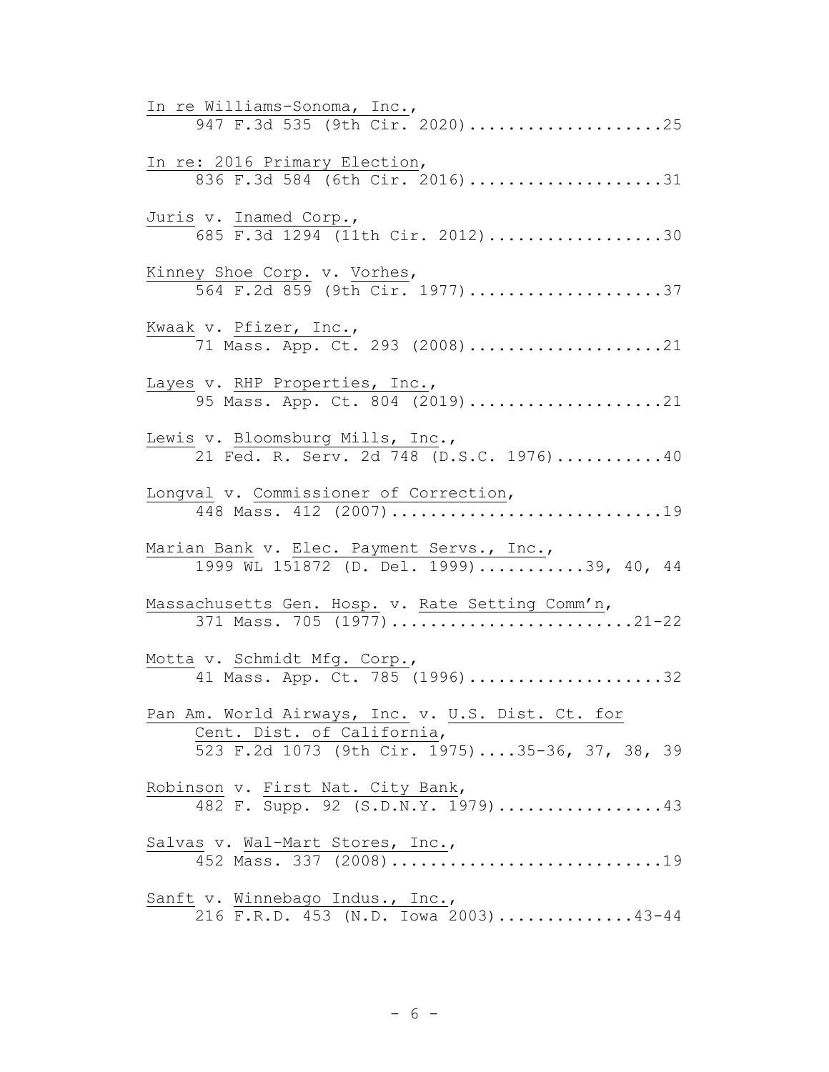In re Williams-Sonoma, Inc.,
947 F.3d 535 (9th Cir. 2020)....................25

In re: 2016 Primary Election,
836 F.3d 584 (6th Cir. 2016)....................31

Juris v. Inamed Corp.,
685 F.3d 1294 (11th Cir. 2012)..................30

Kinney Shoe Corp. v. Vorhes,
564 F.2d 859 (9th Cir. 1977)....................37

Kwaak v. Pfizer, Inc.,
71 Mass. App. Ct. 293 (2008)....................21

Layes v. RHP Properties, Inc.,
95 Mass. App. Ct. 804 (2019)....................21

Lewis v. Bloomsburg Mills, Inc.,
21 Fed. R. Serv. 2d 748 (D.S.C. 1976)...........40

Longval v. Commissioner of Correction,
448 Mass. 412 (2007)............................19

Marian Bank v. Elec. Payment Servs., Inc.,
1999 WL 151872 (D. Del. 1999)...........39, 40, 44

Massachusetts Gen. Hosp. v. Rate Setting Comm'n,
371 Mass. 705 (1977).........................21-22

Motta v. Schmidt Mfg. Corp.,
41 Mass. App. Ct. 785 (1996)....................32

Pan Am. World Airways, Inc. v. U.S. Dist. Ct. for Cent. Dist. of California,
523 F.2d 1073 (9th Cir. 1975)....35-36, 37, 38, 39

Robinson v. First Nat. City Bank,
482 F. Supp. 92 (S.D.N.Y. 1979).................43

Salvas v. Wal-Mart Stores, Inc.,
452 Mass. 337 (2008)............................19

Sanft v. Winnebago Indus., Inc.,
216 F.R.D. 453 (N.D. Iowa 2003).............43-44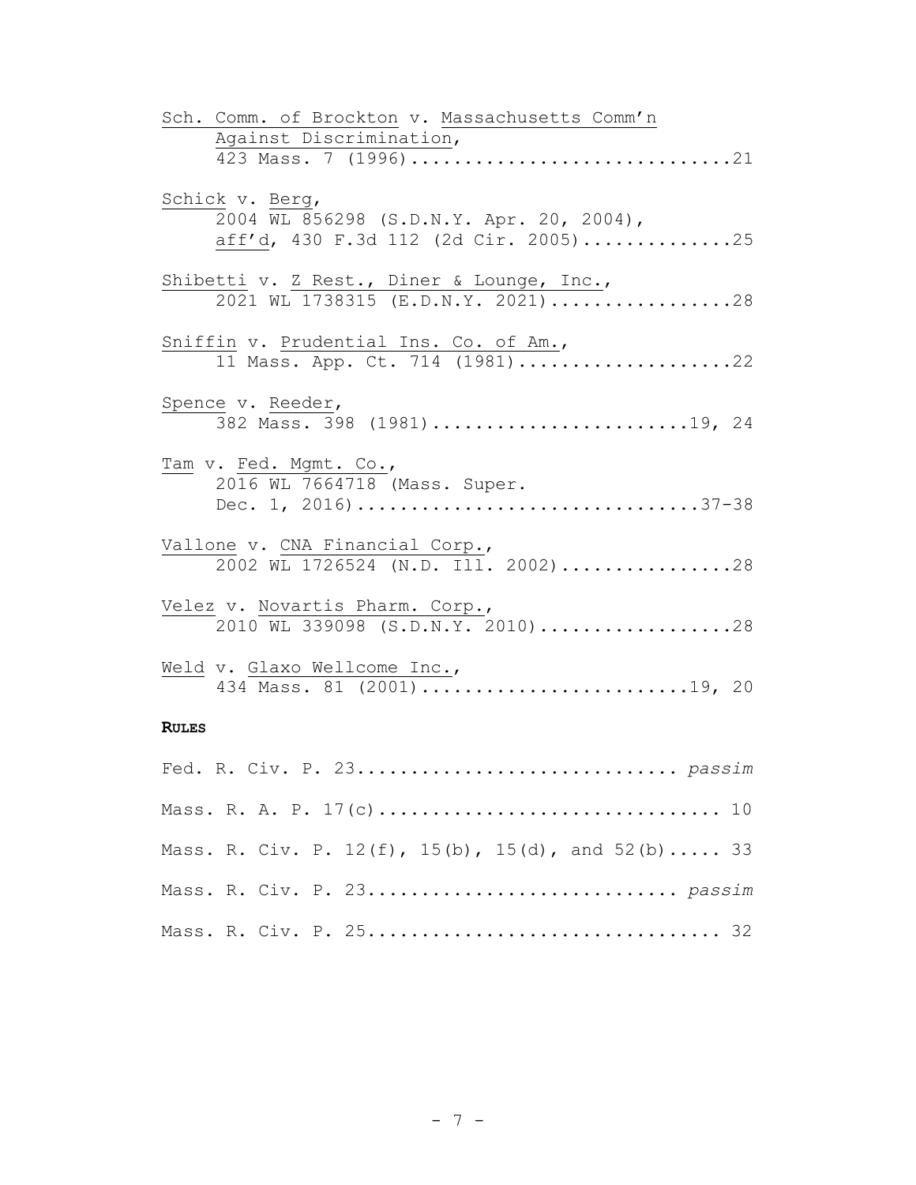Sch. Comm. of Brockton v. Massachusetts Comm'n Against Discrimination,
423 Mass. 7 (1996)..............................21

Schick v. Berg,
2004 WL 856298 (S.D.N.Y. Apr. 20, 2004),
aff'd, 430 F.3d 112 (2d Cir. 2005)..............25

Shibetti v. Z Rest., Diner & Lounge, Inc.,
2021 WL 1738315 (E.D.N.Y. 2021).................28

Sniffin v. Prudential Ins. Co. of Am.,
11 Mass. App. Ct. 714 (1981)....................22

Spence v. Reeder,
382 Mass. 398 (1981)........................19, 24

Tam v. Fed. Mgmt. Co.,
2016 WL 7664718 (Mass. Super. Dec. 1, 2016)................................37-38

Vallone v. CNA Financial Corp.,
2002 WL 1726524 (N.D. Ill. 2002)................28

Velez v. Novartis Pharm. Corp.,
2010 WL 339098 (S.D.N.Y. 2010)..................28

Weld v. Glaxo Wellcome Inc.,
434 Mass. 81 (2001)........................19, 20

**RULES**

Fed. R. Civ. P. 23............................ *passim*

Mass. R. A. P. 17(c)............................... 10

Mass. R. Civ. P. 12(f), 15(b), 15(d), and 52(b)..... 33

Mass. R. Civ. P. 23........................... *passim*

Mass. R. Civ. P. 25................................ 32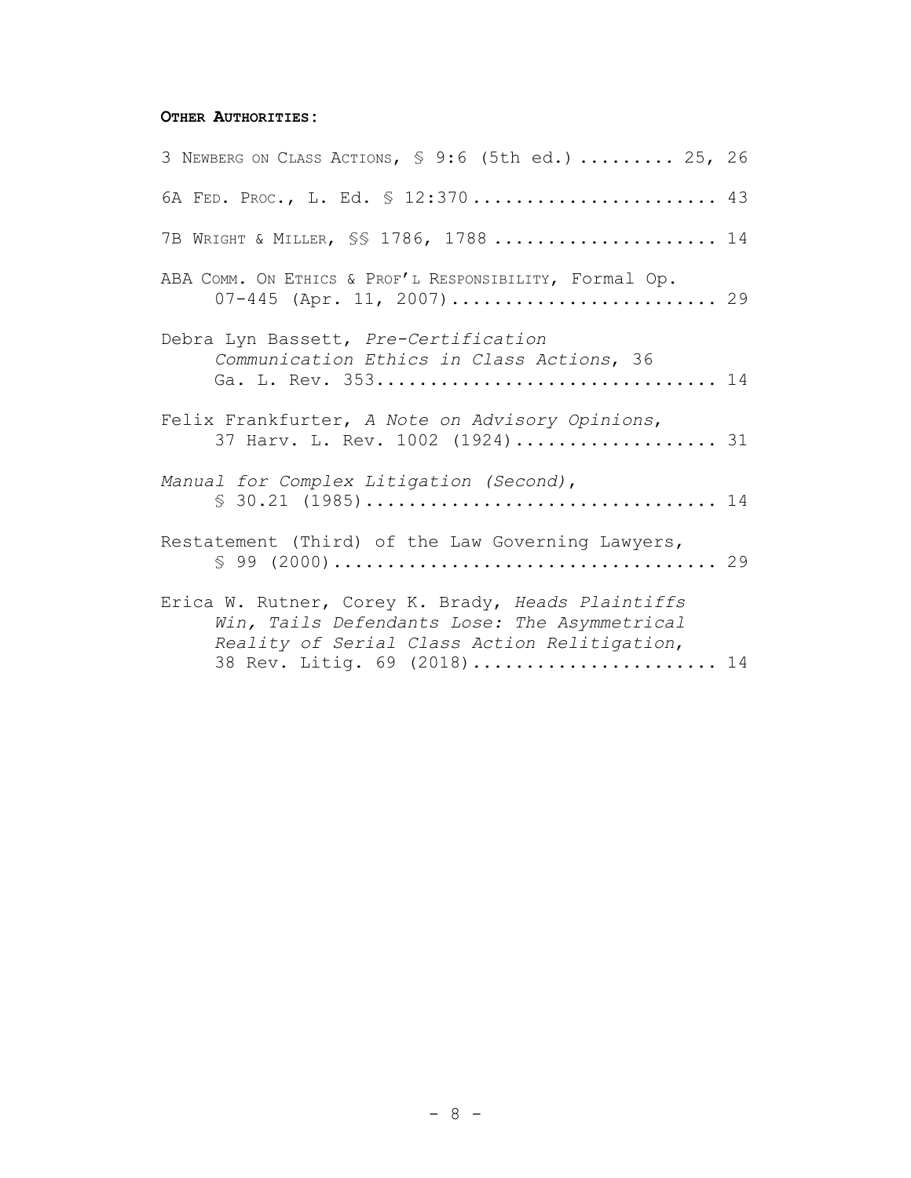**OTHER AUTHORITIES:**

3 NEWBERG ON CLASS ACTIONS, § 9:6 (5th ed.) ......... 25, 26

6A FED. PROC., L. Ed. § 12:370 ....................... 43

7B WRIGHT & MILLER, §§ 1786, 1788 ..................... 14

ABA COMM. ON ETHICS & PROF'L RESPONSIBILITY, Formal Op. 07-445 (Apr. 11, 2007)......................... 29

Debra Lyn Bassett, *Pre-Certification Communication Ethics in Class Actions*, 36 Ga. L. Rev. 353................................ 14

Felix Frankfurter, *A Note on Advisory Opinions*, 37 Harv. L. Rev. 1002 (1924)................... 31

*Manual for Complex Litigation (Second)*, § 30.21 (1985)................................. 14

Restatement (Third) of the Law Governing Lawyers, § 99 (2000).................................... 29

Erica W. Rutner, Corey K. Brady, *Heads Plaintiffs Win, Tails Defendants Lose: The Asymmetrical Reality of Serial Class Action Relitigation*, 38 Rev. Litig. 69 (2018)...................... 14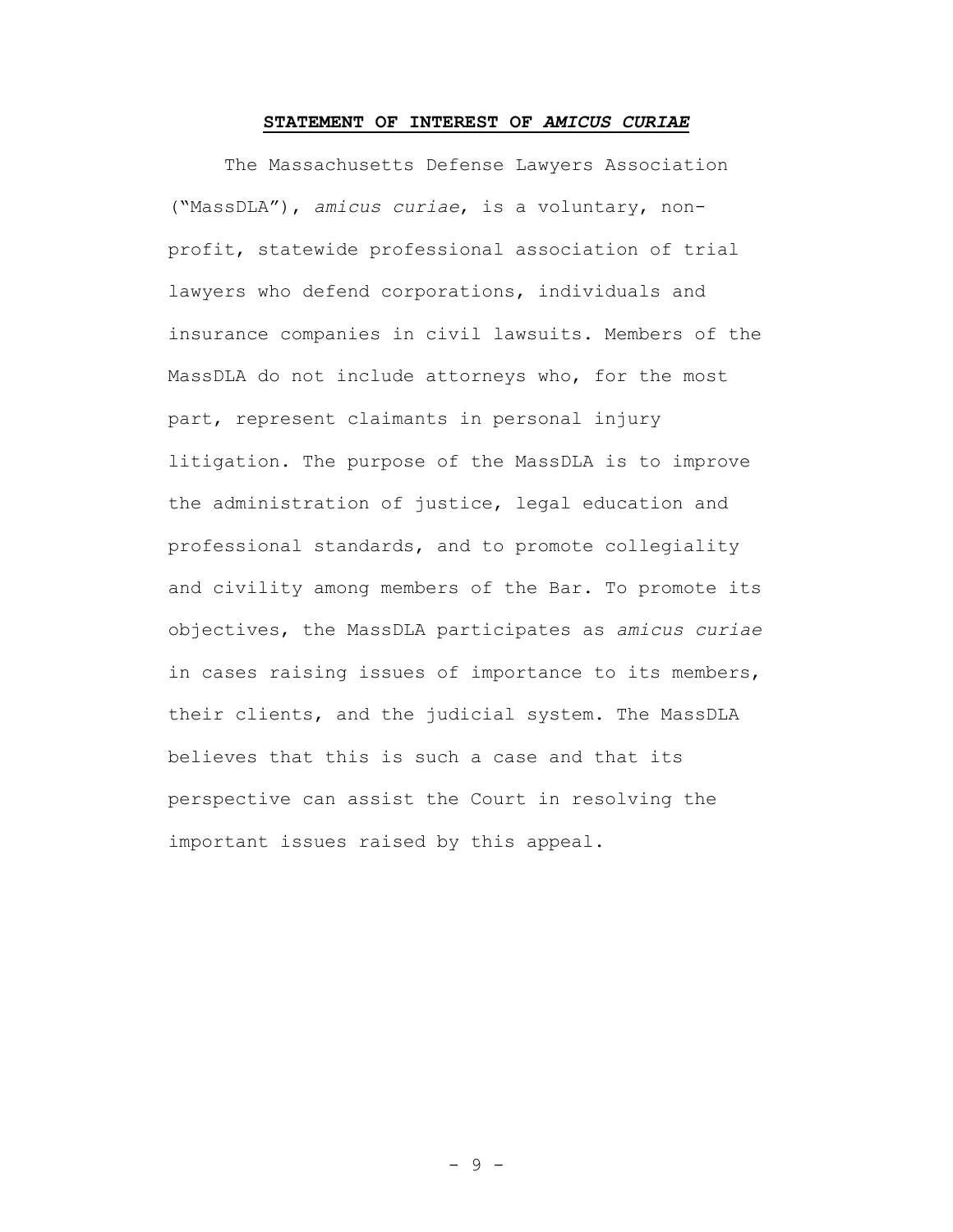## STATEMENT OF INTEREST OF *AMICUS CURIAE*

The Massachusetts Defense Lawyers Association ("MassDLA"), *amicus curiae*, is a voluntary, non-profit, statewide professional association of trial lawyers who defend corporations, individuals and insurance companies in civil lawsuits. Members of the MassDLA do not include attorneys who, for the most part, represent claimants in personal injury litigation. The purpose of the MassDLA is to improve the administration of justice, legal education and professional standards, and to promote collegiality and civility among members of the Bar. To promote its objectives, the MassDLA participates as *amicus curiae* in cases raising issues of importance to its members, their clients, and the judicial system. The MassDLA believes that this is such a case and that its perspective can assist the Court in resolving the important issues raised by this appeal.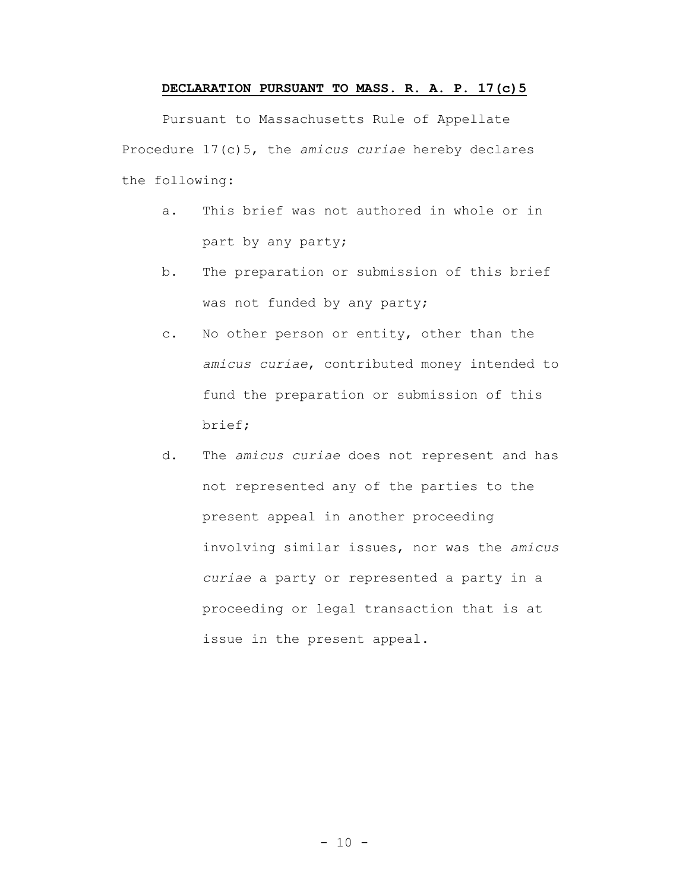## **DECLARATION PURSUANT TO MASS. R. A. P. 17(c)5**

Pursuant to Massachusetts Rule of Appellate Procedure 17(c)5, the *amicus curiae* hereby declares the following:

a. This brief was not authored in whole or in part by any party;

b. The preparation or submission of this brief was not funded by any party;

c. No other person or entity, other than the *amicus curiae*, contributed money intended to fund the preparation or submission of this brief;

d. The *amicus curiae* does not represent and has not represented any of the parties to the present appeal in another proceeding involving similar issues, nor was the *amicus curiae* a party or represented a party in a proceeding or legal transaction that is at issue in the present appeal.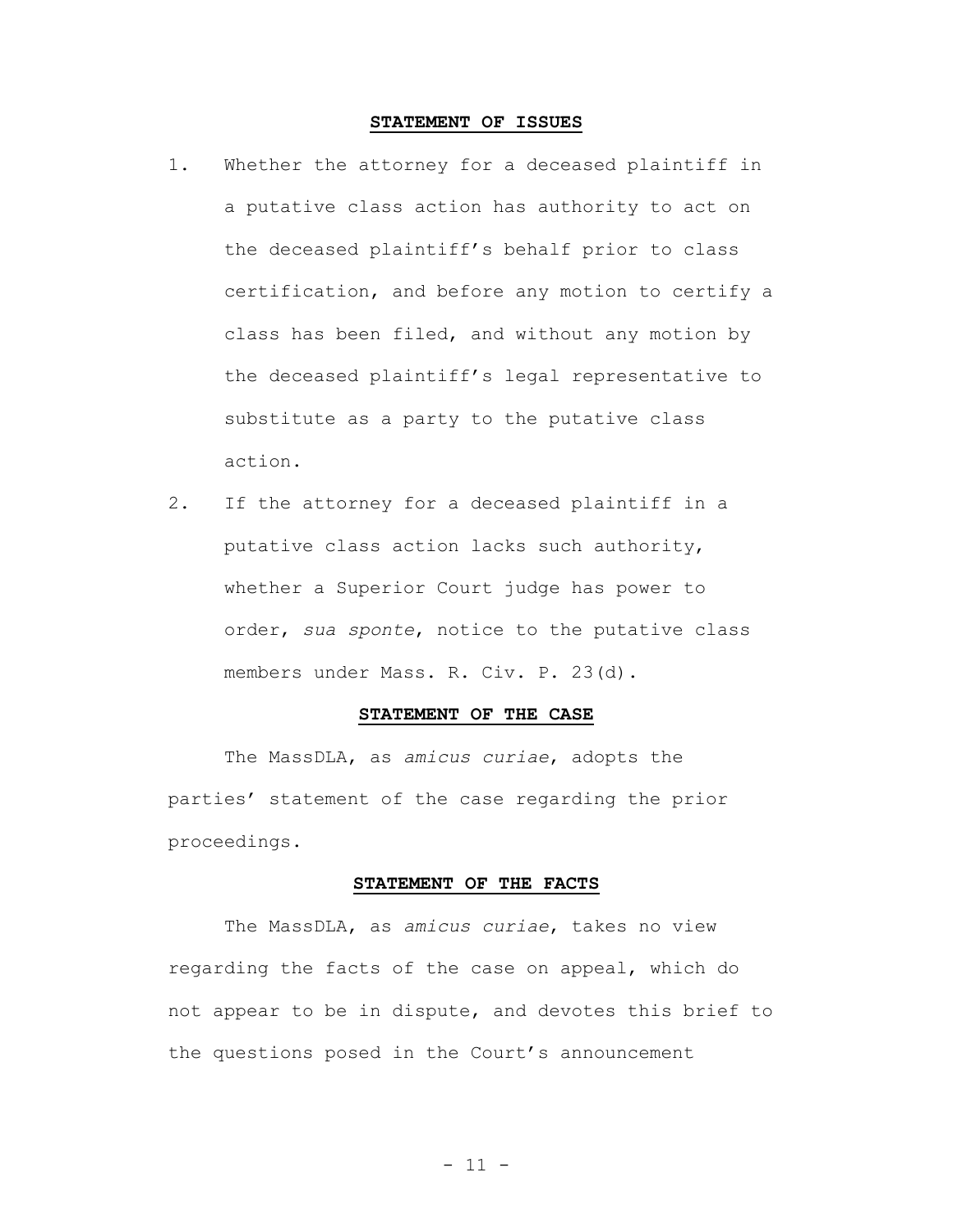## STATEMENT OF ISSUES

1. Whether the attorney for a deceased plaintiff in a putative class action has authority to act on the deceased plaintiff's behalf prior to class certification, and before any motion to certify a class has been filed, and without any motion by the deceased plaintiff's legal representative to substitute as a party to the putative class action.

2. If the attorney for a deceased plaintiff in a putative class action lacks such authority, whether a Superior Court judge has power to order, *sua sponte*, notice to the putative class members under Mass. R. Civ. P. 23(d).

## STATEMENT OF THE CASE

The MassDLA, as *amicus curiae*, adopts the parties' statement of the case regarding the prior proceedings.

## STATEMENT OF THE FACTS

The MassDLA, as *amicus curiae*, takes no view regarding the facts of the case on appeal, which do not appear to be in dispute, and devotes this brief to the questions posed in the Court's announcement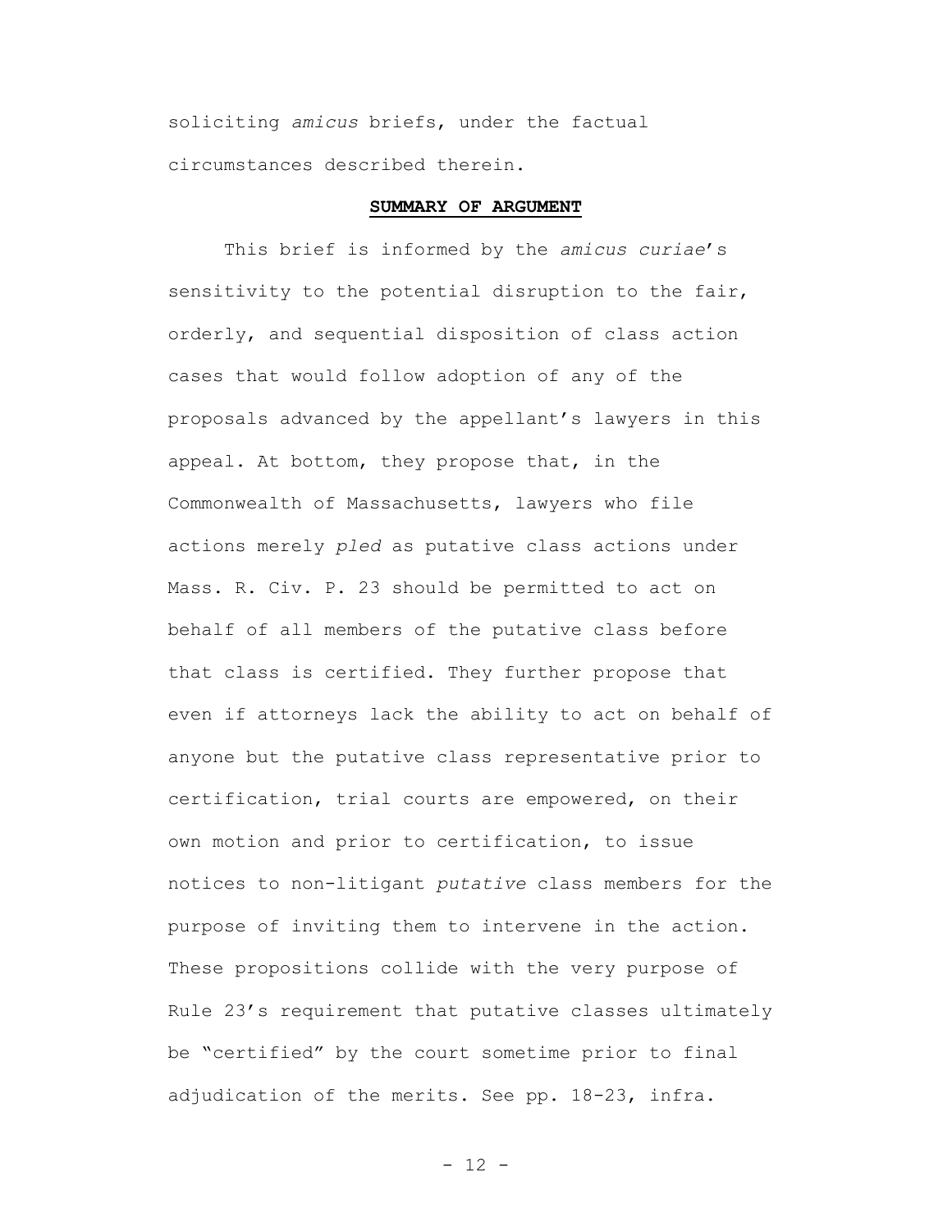soliciting *amicus* briefs, under the factual circumstances described therein.

## **SUMMARY OF ARGUMENT**

This brief is informed by the *amicus curiae*'s sensitivity to the potential disruption to the fair, orderly, and sequential disposition of class action cases that would follow adoption of any of the proposals advanced by the appellant's lawyers in this appeal. At bottom, they propose that, in the Commonwealth of Massachusetts, lawyers who file actions merely *pled* as putative class actions under Mass. R. Civ. P. 23 should be permitted to act on behalf of all members of the putative class before that class is certified. They further propose that even if attorneys lack the ability to act on behalf of anyone but the putative class representative prior to certification, trial courts are empowered, on their own motion and prior to certification, to issue notices to non-litigant *putative* class members for the purpose of inviting them to intervene in the action. These propositions collide with the very purpose of Rule 23's requirement that putative classes ultimately be "certified" by the court sometime prior to final adjudication of the merits. See pp. 18-23, infra.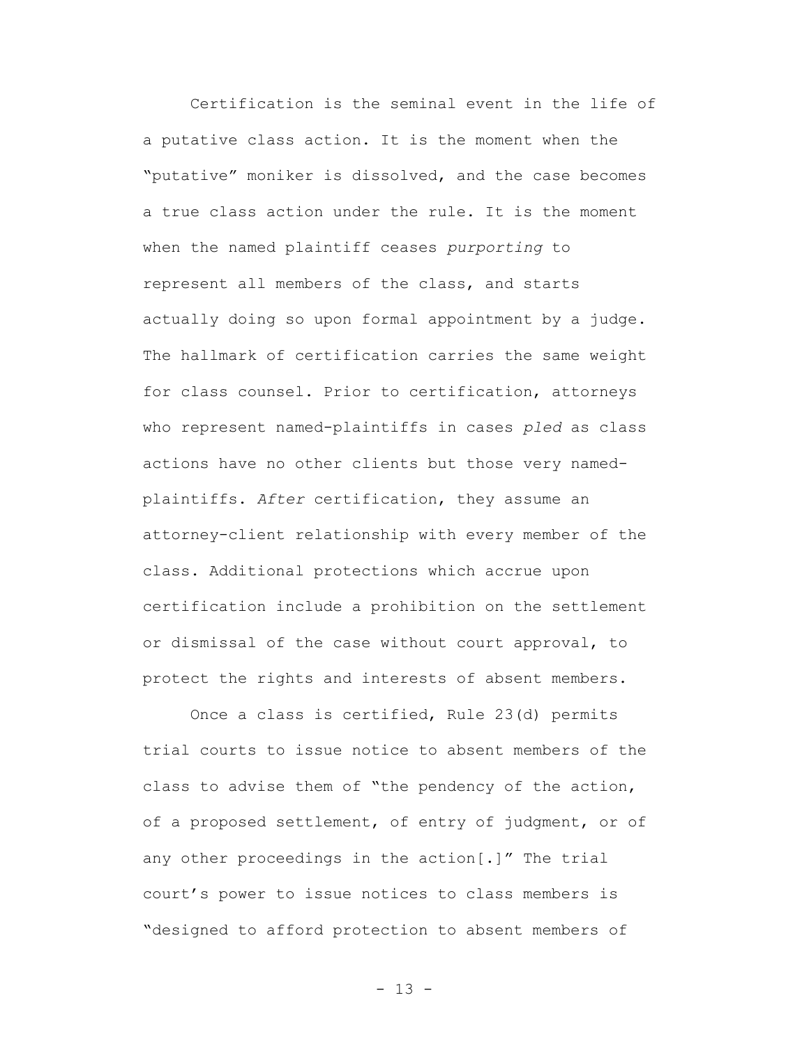Certification is the seminal event in the life of a putative class action. It is the moment when the "putative" moniker is dissolved, and the case becomes a true class action under the rule. It is the moment when the named plaintiff ceases *purporting* to represent all members of the class, and starts actually doing so upon formal appointment by a judge. The hallmark of certification carries the same weight for class counsel. Prior to certification, attorneys who represent named-plaintiffs in cases *pled* as class actions have no other clients but those very named-plaintiffs. *After* certification, they assume an attorney-client relationship with every member of the class. Additional protections which accrue upon certification include a prohibition on the settlement or dismissal of the case without court approval, to protect the rights and interests of absent members.

Once a class is certified, Rule 23(d) permits trial courts to issue notice to absent members of the class to advise them of "the pendency of the action, of a proposed settlement, of entry of judgment, or of any other proceedings in the action[.]" The trial court's power to issue notices to class members is "designed to afford protection to absent members of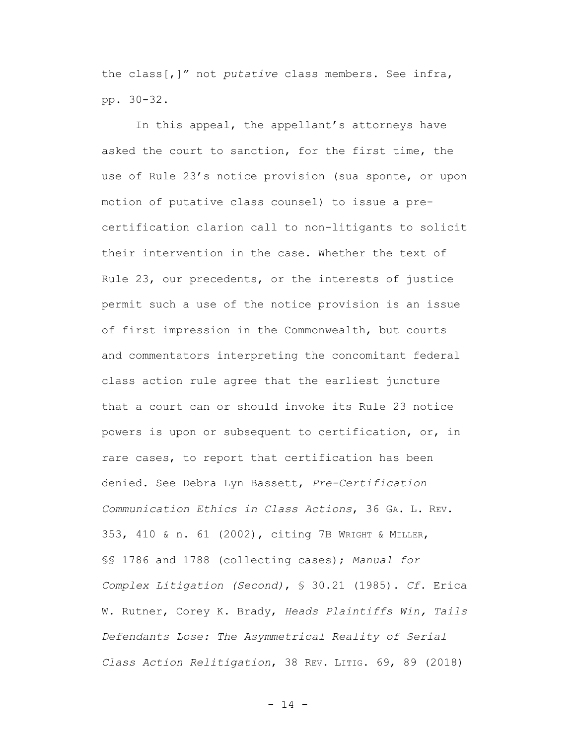the class[,]" not *putative* class members. See infra, pp. 30-32.

In this appeal, the appellant's attorneys have asked the court to sanction, for the first time, the use of Rule 23's notice provision (sua sponte, or upon motion of putative class counsel) to issue a pre-certification clarion call to non-litigants to solicit their intervention in the case. Whether the text of Rule 23, our precedents, or the interests of justice permit such a use of the notice provision is an issue of first impression in the Commonwealth, but courts and commentators interpreting the concomitant federal class action rule agree that the earliest juncture that a court can or should invoke its Rule 23 notice powers is upon or subsequent to certification, or, in rare cases, to report that certification has been denied. See Debra Lyn Bassett, *Pre-Certification Communication Ethics in Class Actions*, 36 GA. L. REV. 353, 410 & n. 61 (2002), citing 7B WRIGHT & MILLER, §§ 1786 and 1788 (collecting cases); *Manual for Complex Litigation (Second)*, § 30.21 (1985). *Cf*. Erica W. Rutner, Corey K. Brady, *Heads Plaintiffs Win, Tails Defendants Lose: The Asymmetrical Reality of Serial Class Action Relitigation*, 38 REV. LITIG. 69, 89 (2018)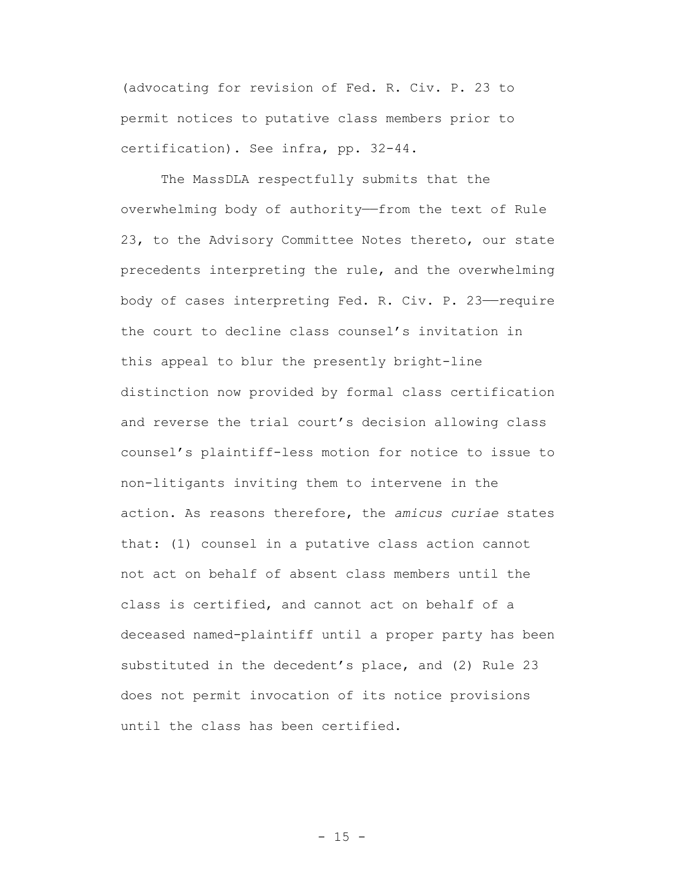(advocating for revision of Fed. R. Civ. P. 23 to permit notices to putative class members prior to certification). See infra, pp. 32-44.

The MassDLA respectfully submits that the overwhelming body of authority——from the text of Rule 23, to the Advisory Committee Notes thereto, our state precedents interpreting the rule, and the overwhelming body of cases interpreting Fed. R. Civ. P. 23——require the court to decline class counsel's invitation in this appeal to blur the presently bright-line distinction now provided by formal class certification and reverse the trial court's decision allowing class counsel's plaintiff-less motion for notice to issue to non-litigants inviting them to intervene in the action. As reasons therefore, the *amicus curiae* states that: (1) counsel in a putative class action cannot not act on behalf of absent class members until the class is certified, and cannot act on behalf of a deceased named-plaintiff until a proper party has been substituted in the decedent's place, and (2) Rule 23 does not permit invocation of its notice provisions until the class has been certified.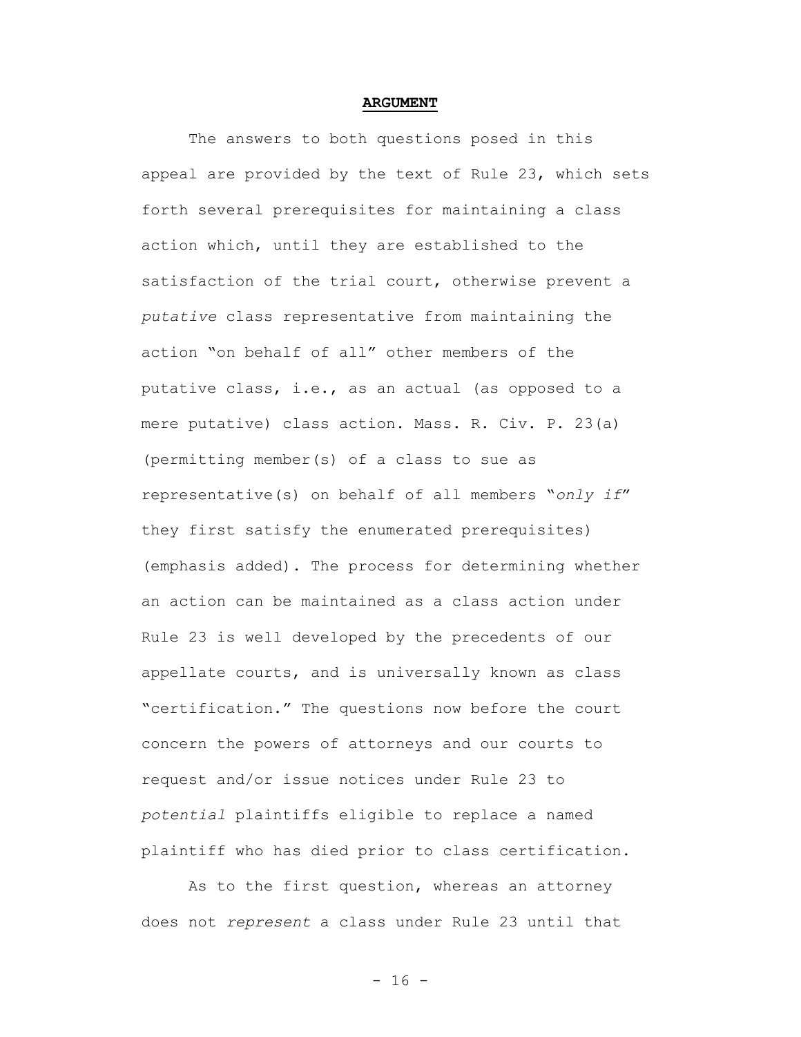# **ARGUMENT**

The answers to both questions posed in this appeal are provided by the text of Rule 23, which sets forth several prerequisites for maintaining a class action which, until they are established to the satisfaction of the trial court, otherwise prevent a *putative* class representative from maintaining the action "on behalf of all" other members of the putative class, i.e., as an actual (as opposed to a mere putative) class action. Mass. R. Civ. P. 23(a) (permitting member(s) of a class to sue as representative(s) on behalf of all members "*only if*" they first satisfy the enumerated prerequisites) (emphasis added). The process for determining whether an action can be maintained as a class action under Rule 23 is well developed by the precedents of our appellate courts, and is universally known as class "certification." The questions now before the court concern the powers of attorneys and our courts to request and/or issue notices under Rule 23 to *potential* plaintiffs eligible to replace a named plaintiff who has died prior to class certification.

As to the first question, whereas an attorney does not *represent* a class under Rule 23 until that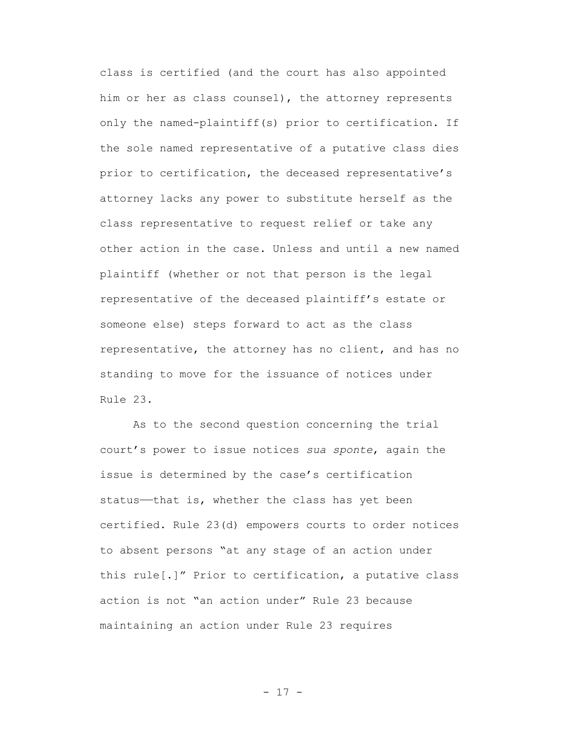class is certified (and the court has also appointed him or her as class counsel), the attorney represents only the named-plaintiff(s) prior to certification. If the sole named representative of a putative class dies prior to certification, the deceased representative's attorney lacks any power to substitute herself as the class representative to request relief or take any other action in the case. Unless and until a new named plaintiff (whether or not that person is the legal representative of the deceased plaintiff's estate or someone else) steps forward to act as the class representative, the attorney has no client, and has no standing to move for the issuance of notices under Rule 23.

As to the second question concerning the trial court's power to issue notices *sua sponte*, again the issue is determined by the case's certification status——that is, whether the class has yet been certified. Rule 23(d) empowers courts to order notices to absent persons "at any stage of an action under this rule[.]" Prior to certification, a putative class action is not "an action under" Rule 23 because maintaining an action under Rule 23 requires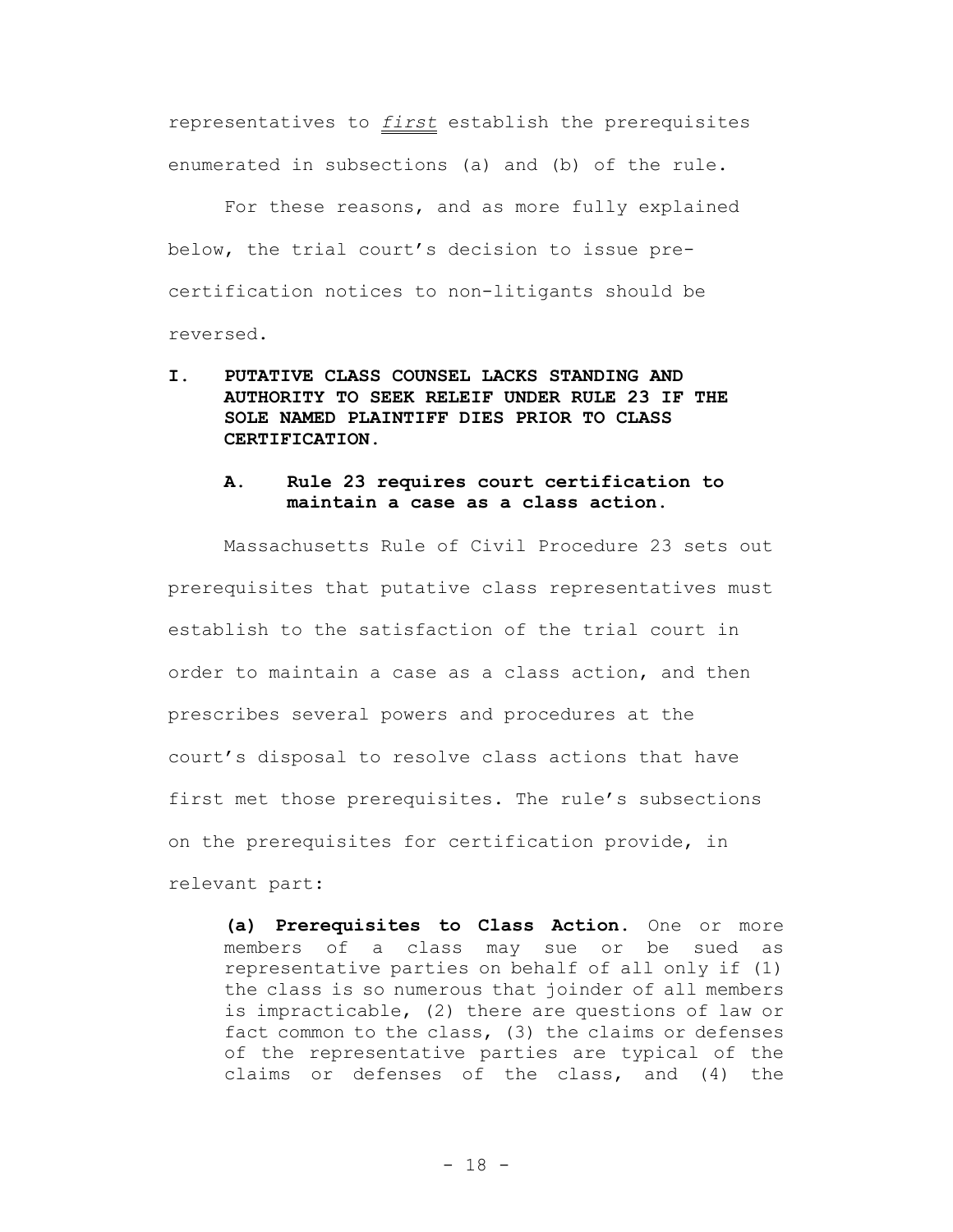representatives to ***first*** establish the prerequisites enumerated in subsections (a) and (b) of the rule.

For these reasons, and as more fully explained below, the trial court's decision to issue pre-certification notices to non-litigants should be reversed.

## I. PUTATIVE CLASS COUNSEL LACKS STANDING AND AUTHORITY TO SEEK RELEIF UNDER RULE 23 IF THE SOLE NAMED PLAINTIFF DIES PRIOR TO CLASS CERTIFICATION.

### A. Rule 23 requires court certification to maintain a case as a class action.

Massachusetts Rule of Civil Procedure 23 sets out prerequisites that putative class representatives must establish to the satisfaction of the trial court in order to maintain a case as a class action, and then prescribes several powers and procedures at the court's disposal to resolve class actions that have first met those prerequisites. The rule's subsections on the prerequisites for certification provide, in relevant part:

> **(a) Prerequisites to Class Action.** One or more members of a class may sue or be sued as representative parties on behalf of all only if (1) the class is so numerous that joinder of all members is impracticable, (2) there are questions of law or fact common to the class, (3) the claims or defenses of the representative parties are typical of the claims or defenses of the class, and (4) the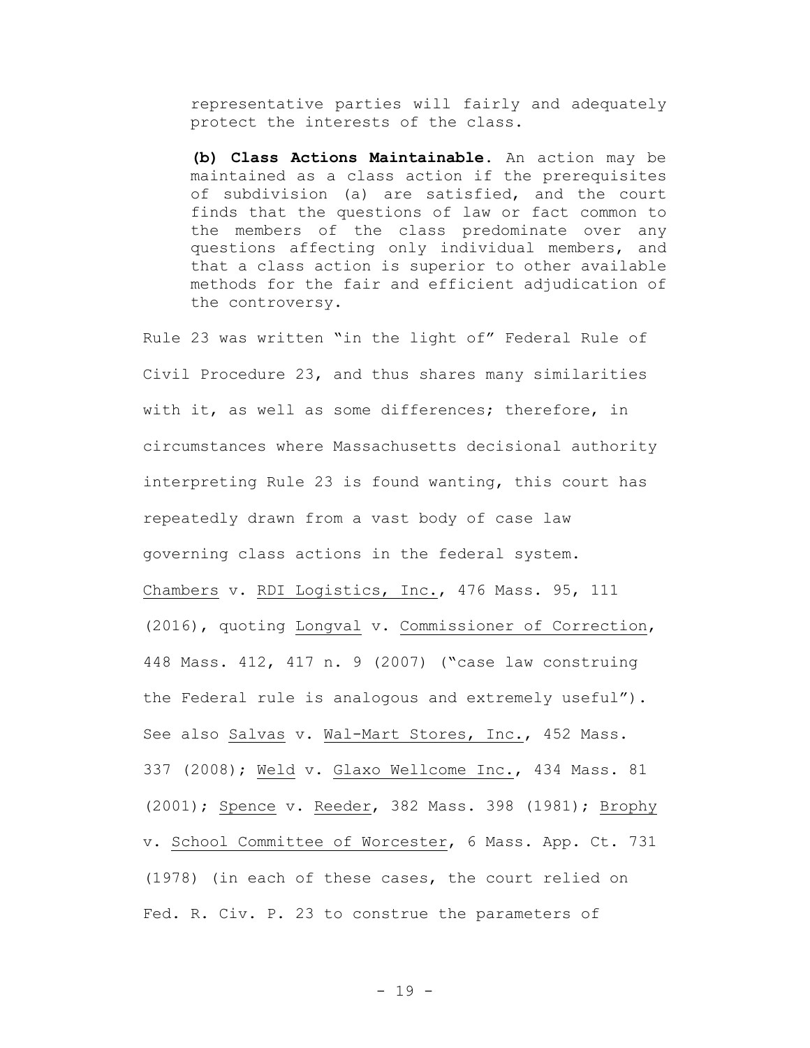representative parties will fairly and adequately protect the interests of the class.

> **(b) Class Actions Maintainable.** An action may be maintained as a class action if the prerequisites of subdivision (a) are satisfied, and the court finds that the questions of law or fact common to the members of the class predominate over any questions affecting only individual members, and that a class action is superior to other available methods for the fair and efficient adjudication of the controversy.

Rule 23 was written "in the light of" Federal Rule of Civil Procedure 23, and thus shares many similarities with it, as well as some differences; therefore, in circumstances where Massachusetts decisional authority interpreting Rule 23 is found wanting, this court has repeatedly drawn from a vast body of case law governing class actions in the federal system. Chambers v. RDI Logistics, Inc., 476 Mass. 95, 111 (2016), quoting Longval v. Commissioner of Correction, 448 Mass. 412, 417 n. 9 (2007) ("case law construing the Federal rule is analogous and extremely useful"). See also Salvas v. Wal-Mart Stores, Inc., 452 Mass. 337 (2008); Weld v. Glaxo Wellcome Inc., 434 Mass. 81 (2001); Spence v. Reeder, 382 Mass. 398 (1981); Brophy v. School Committee of Worcester, 6 Mass. App. Ct. 731 (1978) (in each of these cases, the court relied on Fed. R. Civ. P. 23 to construe the parameters of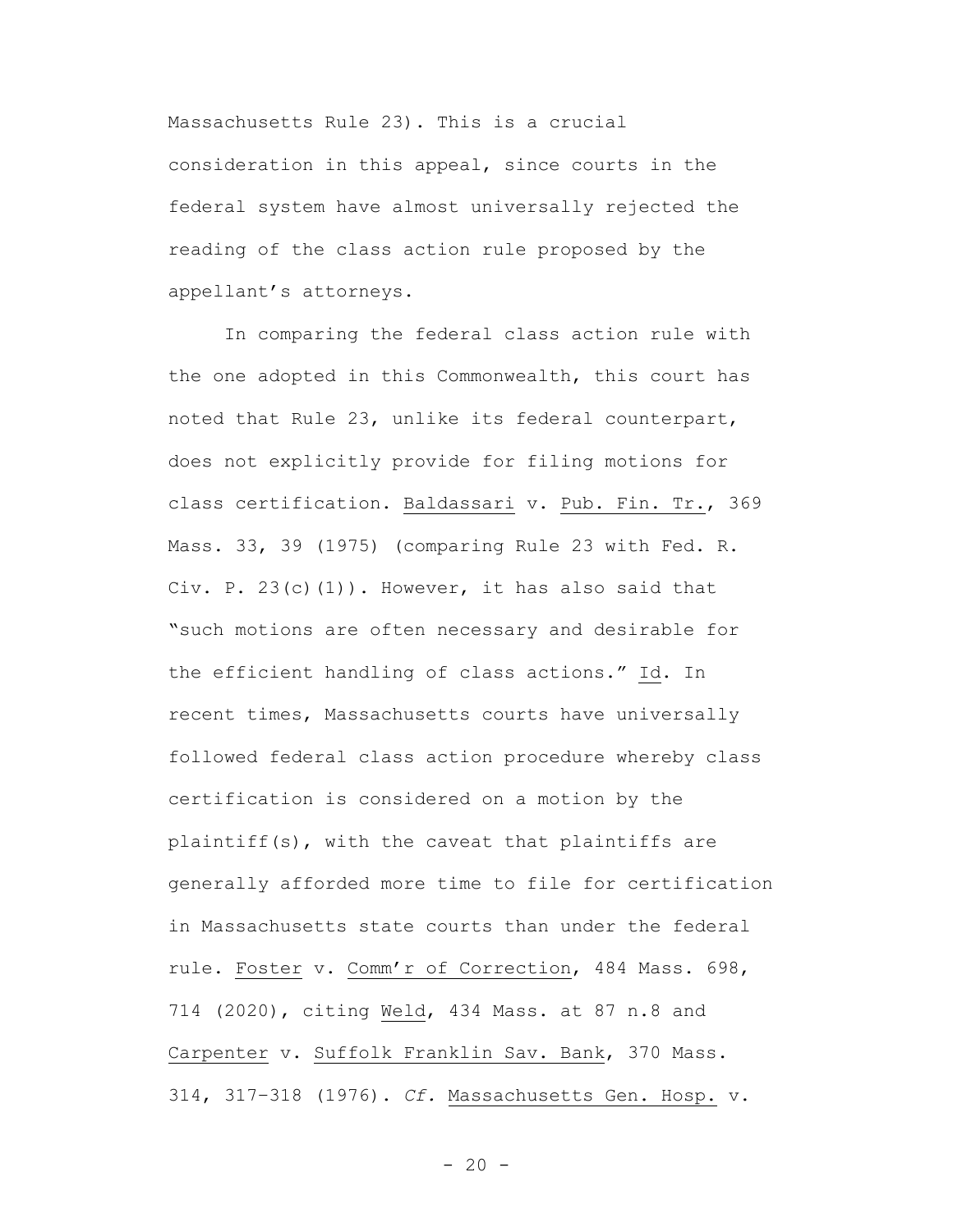Massachusetts Rule 23). This is a crucial consideration in this appeal, since courts in the federal system have almost universally rejected the reading of the class action rule proposed by the appellant's attorneys.

In comparing the federal class action rule with the one adopted in this Commonwealth, this court has noted that Rule 23, unlike its federal counterpart, does not explicitly provide for filing motions for class certification. Baldassari v. Pub. Fin. Tr., 369 Mass. 33, 39 (1975) (comparing Rule 23 with Fed. R. Civ. P. 23(c)(1)). However, it has also said that "such motions are often necessary and desirable for the efficient handling of class actions." Id. In recent times, Massachusetts courts have universally followed federal class action procedure whereby class certification is considered on a motion by the plaintiff(s), with the caveat that plaintiffs are generally afforded more time to file for certification in Massachusetts state courts than under the federal rule. Foster v. Comm'r of Correction, 484 Mass. 698, 714 (2020), citing Weld, 434 Mass. at 87 n.8 and Carpenter v. Suffolk Franklin Sav. Bank, 370 Mass. 314, 317–318 (1976). *Cf.* Massachusetts Gen. Hosp. v.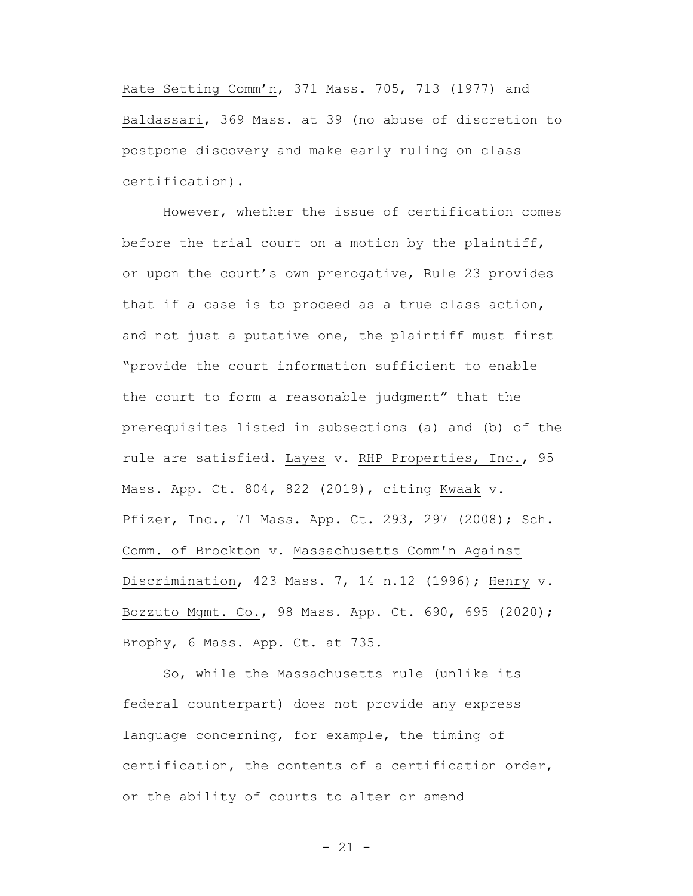Rate Setting Comm'n, 371 Mass. 705, 713 (1977) and Baldassari, 369 Mass. at 39 (no abuse of discretion to postpone discovery and make early ruling on class certification).

However, whether the issue of certification comes before the trial court on a motion by the plaintiff, or upon the court's own prerogative, Rule 23 provides that if a case is to proceed as a true class action, and not just a putative one, the plaintiff must first "provide the court information sufficient to enable the court to form a reasonable judgment" that the prerequisites listed in subsections (a) and (b) of the rule are satisfied. Layes v. RHP Properties, Inc., 95 Mass. App. Ct. 804, 822 (2019), citing Kwaak v. Pfizer, Inc., 71 Mass. App. Ct. 293, 297 (2008); Sch. Comm. of Brockton v. Massachusetts Comm'n Against Discrimination, 423 Mass. 7, 14 n.12 (1996); Henry v. Bozzuto Mgmt. Co., 98 Mass. App. Ct. 690, 695 (2020); Brophy, 6 Mass. App. Ct. at 735.

So, while the Massachusetts rule (unlike its federal counterpart) does not provide any express language concerning, for example, the timing of certification, the contents of a certification order, or the ability of courts to alter or amend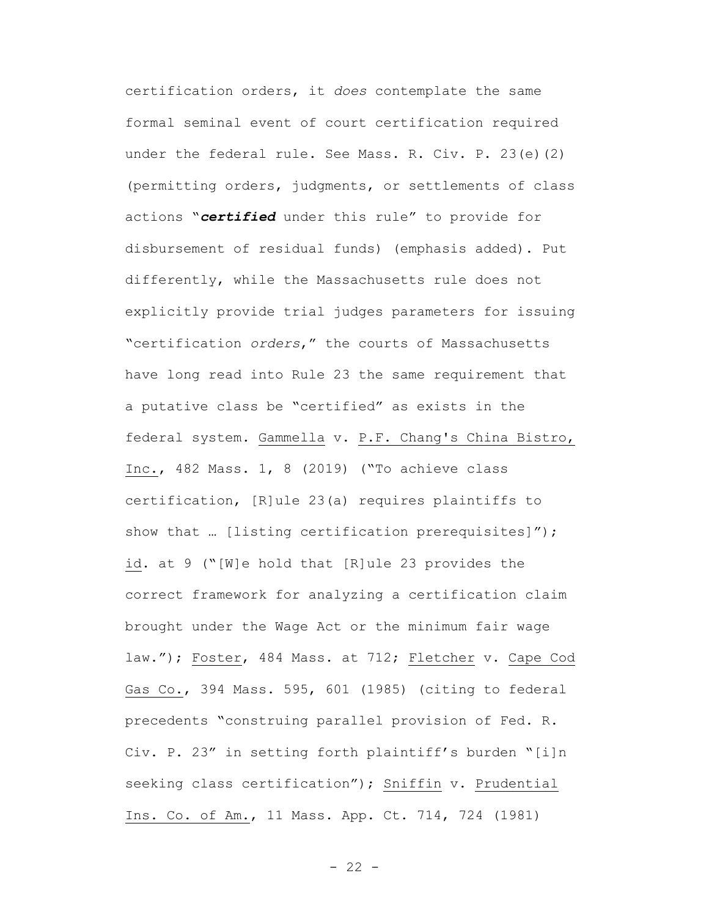certification orders, it *does* contemplate the same formal seminal event of court certification required under the federal rule. See Mass. R. Civ. P. 23(e)(2) (permitting orders, judgments, or settlements of class actions "***certified*** under this rule" to provide for disbursement of residual funds) (emphasis added). Put differently, while the Massachusetts rule does not explicitly provide trial judges parameters for issuing "certification *orders*," the courts of Massachusetts have long read into Rule 23 the same requirement that a putative class be "certified" as exists in the federal system. Gammella v. P.F. Chang's China Bistro, Inc., 482 Mass. 1, 8 (2019) ("To achieve class certification, [R]ule 23(a) requires plaintiffs to show that … [listing certification prerequisites]"); id. at 9 ("[W]e hold that [R]ule 23 provides the correct framework for analyzing a certification claim brought under the Wage Act or the minimum fair wage law."); Foster, 484 Mass. at 712; Fletcher v. Cape Cod Gas Co., 394 Mass. 595, 601 (1985) (citing to federal precedents "construing parallel provision of Fed. R. Civ. P. 23" in setting forth plaintiff's burden "[i]n seeking class certification"); Sniffin v. Prudential Ins. Co. of Am., 11 Mass. App. Ct. 714, 724 (1981)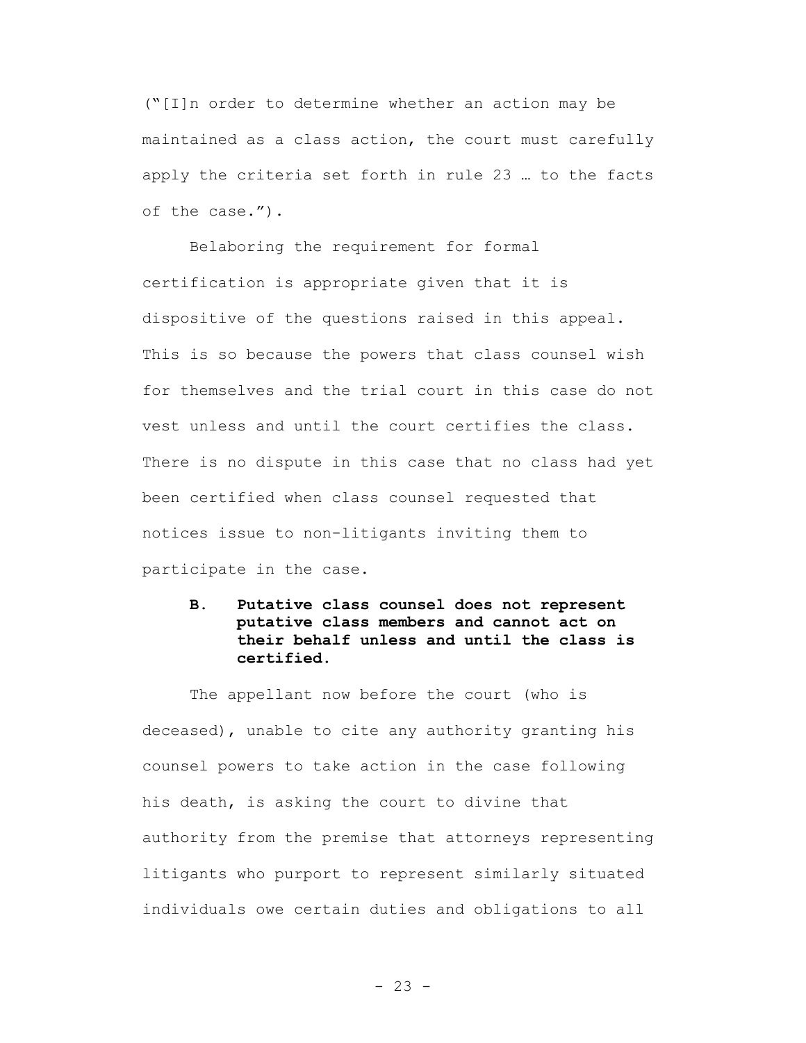("[I]n order to determine whether an action may be maintained as a class action, the court must carefully apply the criteria set forth in rule 23 … to the facts of the case.").

Belaboring the requirement for formal certification is appropriate given that it is dispositive of the questions raised in this appeal. This is so because the powers that class counsel wish for themselves and the trial court in this case do not vest unless and until the court certifies the class. There is no dispute in this case that no class had yet been certified when class counsel requested that notices issue to non-litigants inviting them to participate in the case.

### B. Putative class counsel does not represent putative class members and cannot act on their behalf unless and until the class is certified.

The appellant now before the court (who is deceased), unable to cite any authority granting his counsel powers to take action in the case following his death, is asking the court to divine that authority from the premise that attorneys representing litigants who purport to represent similarly situated individuals owe certain duties and obligations to all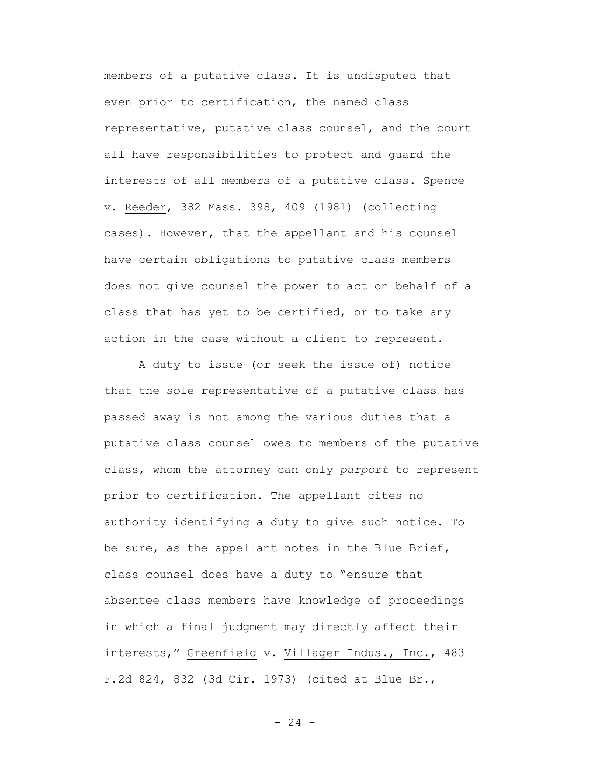members of a putative class. It is undisputed that even prior to certification, the named class representative, putative class counsel, and the court all have responsibilities to protect and guard the interests of all members of a putative class. Spence v. Reeder, 382 Mass. 398, 409 (1981) (collecting cases). However, that the appellant and his counsel have certain obligations to putative class members does not give counsel the power to act on behalf of a class that has yet to be certified, or to take any action in the case without a client to represent.

A duty to issue (or seek the issue of) notice that the sole representative of a putative class has passed away is not among the various duties that a putative class counsel owes to members of the putative class, whom the attorney can only *purport* to represent prior to certification. The appellant cites no authority identifying a duty to give such notice. To be sure, as the appellant notes in the Blue Brief, class counsel does have a duty to "ensure that absentee class members have knowledge of proceedings in which a final judgment may directly affect their interests," Greenfield v. Villager Indus., Inc., 483 F.2d 824, 832 (3d Cir. 1973) (cited at Blue Br.,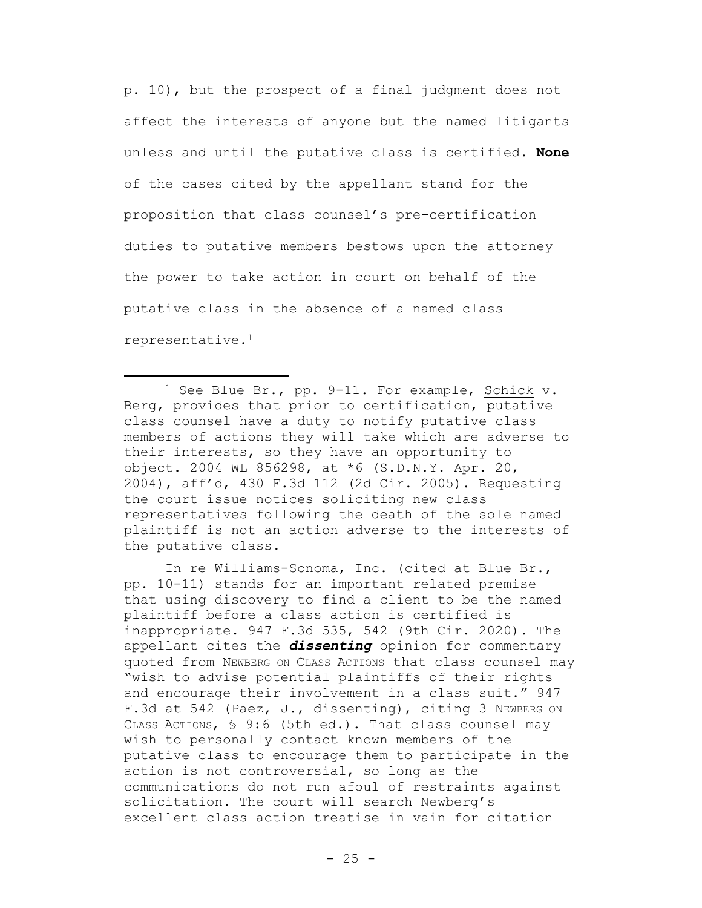p. 10), but the prospect of a final judgment does not affect the interests of anyone but the named litigants unless and until the putative class is certified. **None** of the cases cited by the appellant stand for the proposition that class counsel's pre-certification duties to putative members bestows upon the attorney the power to take action in court on behalf of the putative class in the absence of a named class representative.[1]

---

[1] See Blue Br., pp. 9-11. For example, Schick v. Berg, provides that prior to certification, putative class counsel have a duty to notify putative class members of actions they will take which are adverse to their interests, so they have an opportunity to object. 2004 WL 856298, at *6 (S.D.N.Y. Apr. 20, 2004), aff'd, 430 F.3d 112 (2d Cir. 2005). Requesting the court issue notices soliciting new class representatives following the death of the sole named plaintiff is not an action adverse to the interests of the putative class.

In re Williams-Sonoma, Inc. (cited at Blue Br., pp. 10-11) stands for an important related premise—that using discovery to find a client to be the named plaintiff before a class action is certified is inappropriate. 947 F.3d 535, 542 (9th Cir. 2020). The appellant cites the ***dissenting*** opinion for commentary quoted from NEWBERG ON CLASS ACTIONS that class counsel may "wish to advise potential plaintiffs of their rights and encourage their involvement in a class suit." 947 F.3d at 542 (Paez, J., dissenting), citing 3 NEWBERG ON CLASS ACTIONS, § 9:6 (5th ed.). That class counsel may wish to personally contact known members of the putative class to encourage them to participate in the action is not controversial, so long as the communications do not run afoul of restraints against solicitation. The court will search Newberg's excellent class action treatise in vain for citation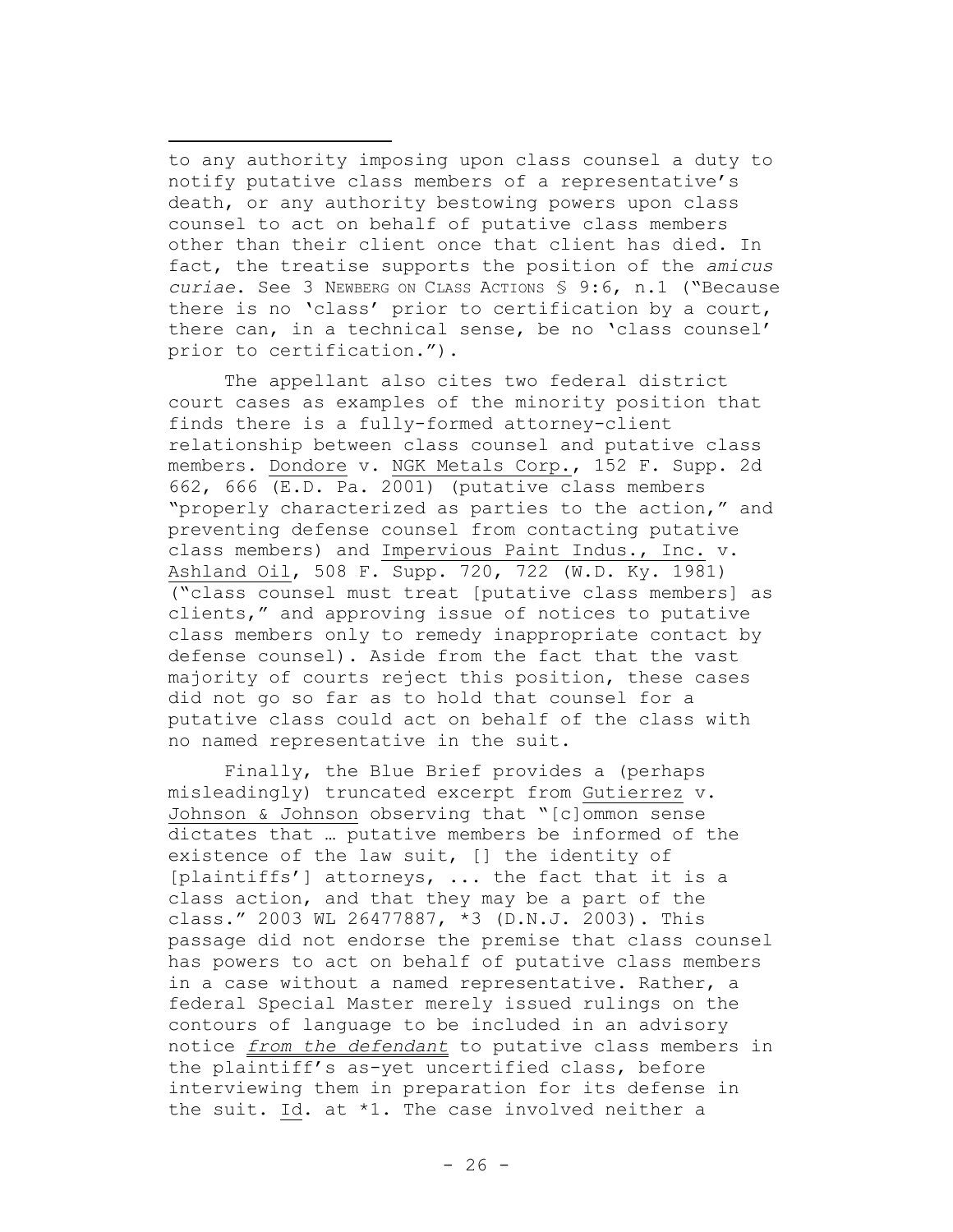---

to any authority imposing upon class counsel a duty to notify putative class members of a representative's death, or any authority bestowing powers upon class counsel to act on behalf of putative class members other than their client once that client has died. In fact, the treatise supports the position of the *amicus curiae*. See 3 NEWBERG ON CLASS ACTIONS § 9:6, n.1 ("Because there is no 'class' prior to certification by a court, there can, in a technical sense, be no 'class counsel' prior to certification.").

The appellant also cites two federal district court cases as examples of the minority position that finds there is a fully-formed attorney-client relationship between class counsel and putative class members. Dondore v. NGK Metals Corp., 152 F. Supp. 2d 662, 666 (E.D. Pa. 2001) (putative class members "properly characterized as parties to the action," and preventing defense counsel from contacting putative class members) and Impervious Paint Indus., Inc. v. Ashland Oil, 508 F. Supp. 720, 722 (W.D. Ky. 1981) ("class counsel must treat [putative class members] as clients," and approving issue of notices to putative class members only to remedy inappropriate contact by defense counsel). Aside from the fact that the vast majority of courts reject this position, these cases did not go so far as to hold that counsel for a putative class could act on behalf of the class with no named representative in the suit.

Finally, the Blue Brief provides a (perhaps misleadingly) truncated excerpt from Gutierrez v. Johnson & Johnson observing that "[c]ommon sense dictates that … putative members be informed of the existence of the law suit, [] the identity of [plaintiffs'] attorneys, ... the fact that it is a class action, and that they may be a part of the class." 2003 WL 26477887, *3 (D.N.J. 2003). This passage did not endorse the premise that class counsel has powers to act on behalf of putative class members in a case without a named representative. Rather, a federal Special Master merely issued rulings on the contours of language to be included in an advisory notice ***from the defendant*** to putative class members in the plaintiff's as-yet uncertified class, before interviewing them in preparation for its defense in the suit. Id. at *1. The case involved neither a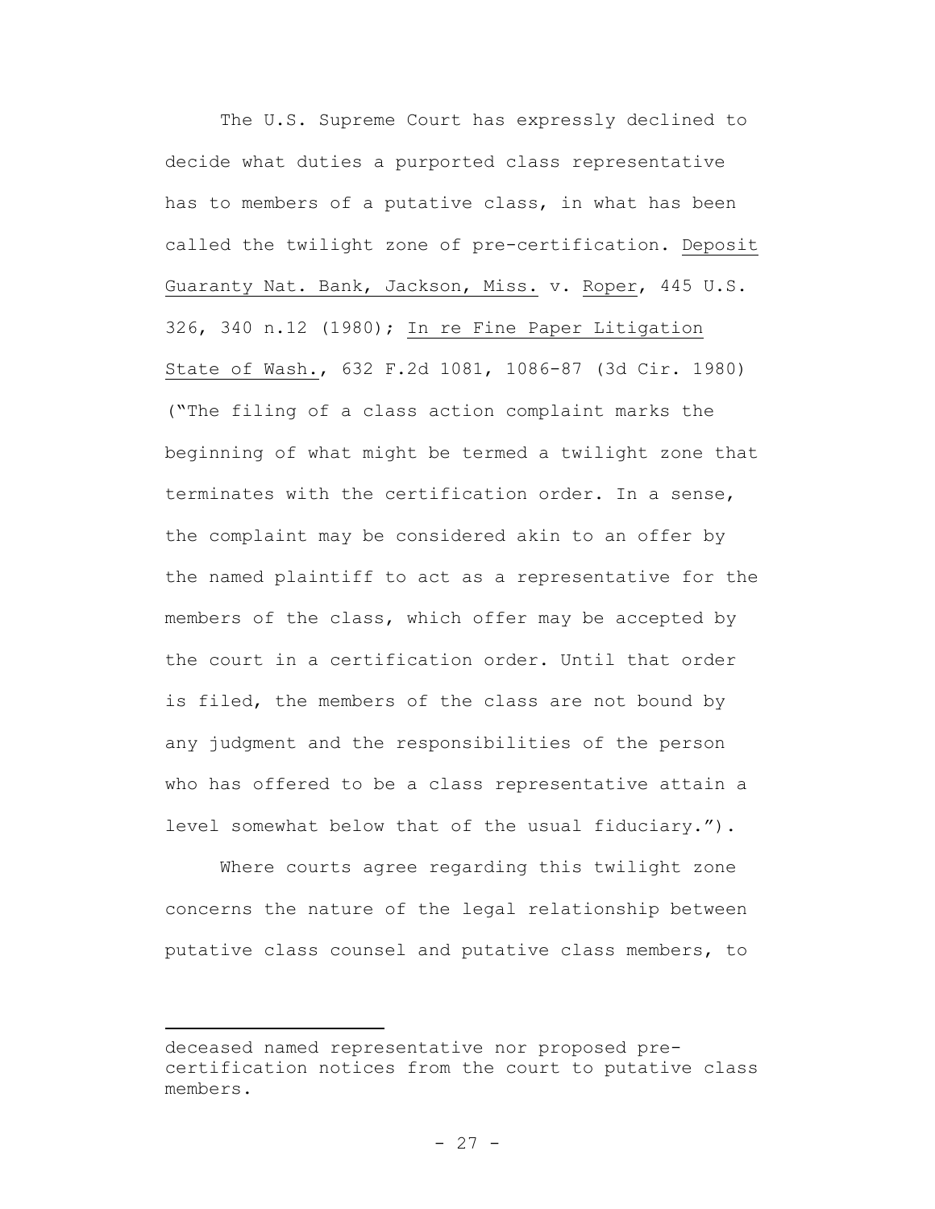The U.S. Supreme Court has expressly declined to decide what duties a purported class representative has to members of a putative class, in what has been called the twilight zone of pre-certification. Deposit Guaranty Nat. Bank, Jackson, Miss. v. Roper, 445 U.S. 326, 340 n.12 (1980); In re Fine Paper Litigation State of Wash., 632 F.2d 1081, 1086-87 (3d Cir. 1980) ("The filing of a class action complaint marks the beginning of what might be termed a twilight zone that terminates with the certification order. In a sense, the complaint may be considered akin to an offer by the named plaintiff to act as a representative for the members of the class, which offer may be accepted by the court in a certification order. Until that order is filed, the members of the class are not bound by any judgment and the responsibilities of the person who has offered to be a class representative attain a level somewhat below that of the usual fiduciary.").

Where courts agree regarding this twilight zone concerns the nature of the legal relationship between putative class counsel and putative class members, to

---

deceased named representative nor proposed pre-certification notices from the court to putative class members.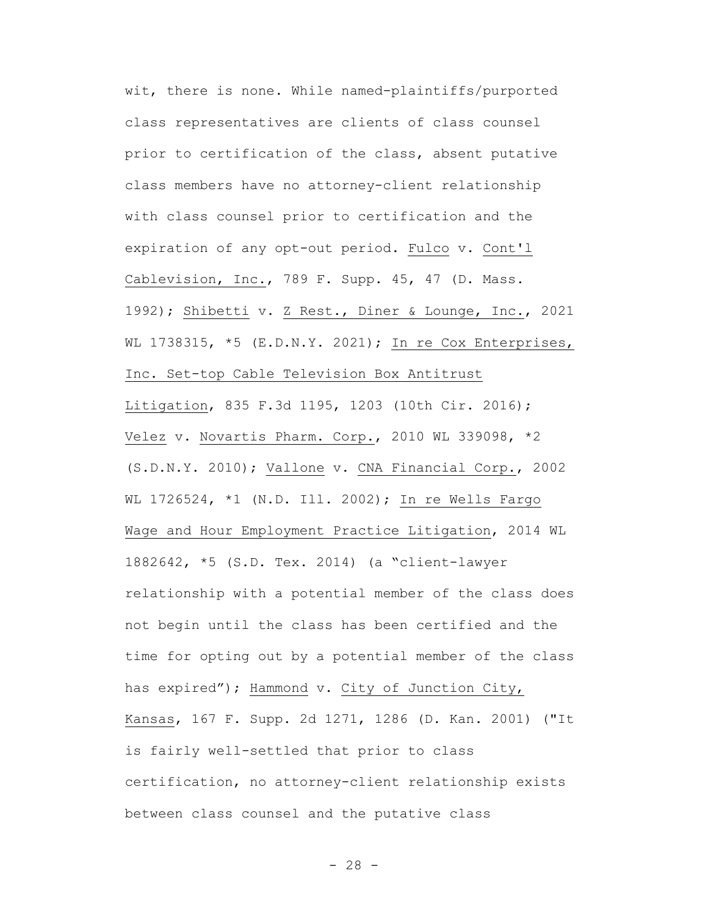wit, there is none. While named-plaintiffs/purported class representatives are clients of class counsel prior to certification of the class, absent putative class members have no attorney-client relationship with class counsel prior to certification and the expiration of any opt-out period. Fulco v. Cont'l Cablevision, Inc., 789 F. Supp. 45, 47 (D. Mass. 1992); Shibetti v. Z Rest., Diner & Lounge, Inc., 2021 WL 1738315, *5 (E.D.N.Y. 2021); In re Cox Enterprises, Inc. Set-top Cable Television Box Antitrust Litigation, 835 F.3d 1195, 1203 (10th Cir. 2016); Velez v. Novartis Pharm. Corp., 2010 WL 339098, *2 (S.D.N.Y. 2010); Vallone v. CNA Financial Corp., 2002 WL 1726524, *1 (N.D. Ill. 2002); In re Wells Fargo Wage and Hour Employment Practice Litigation, 2014 WL 1882642, *5 (S.D. Tex. 2014) (a "client-lawyer relationship with a potential member of the class does not begin until the class has been certified and the time for opting out by a potential member of the class has expired"); Hammond v. City of Junction City, Kansas, 167 F. Supp. 2d 1271, 1286 (D. Kan. 2001) ("It is fairly well-settled that prior to class certification, no attorney-client relationship exists between class counsel and the putative class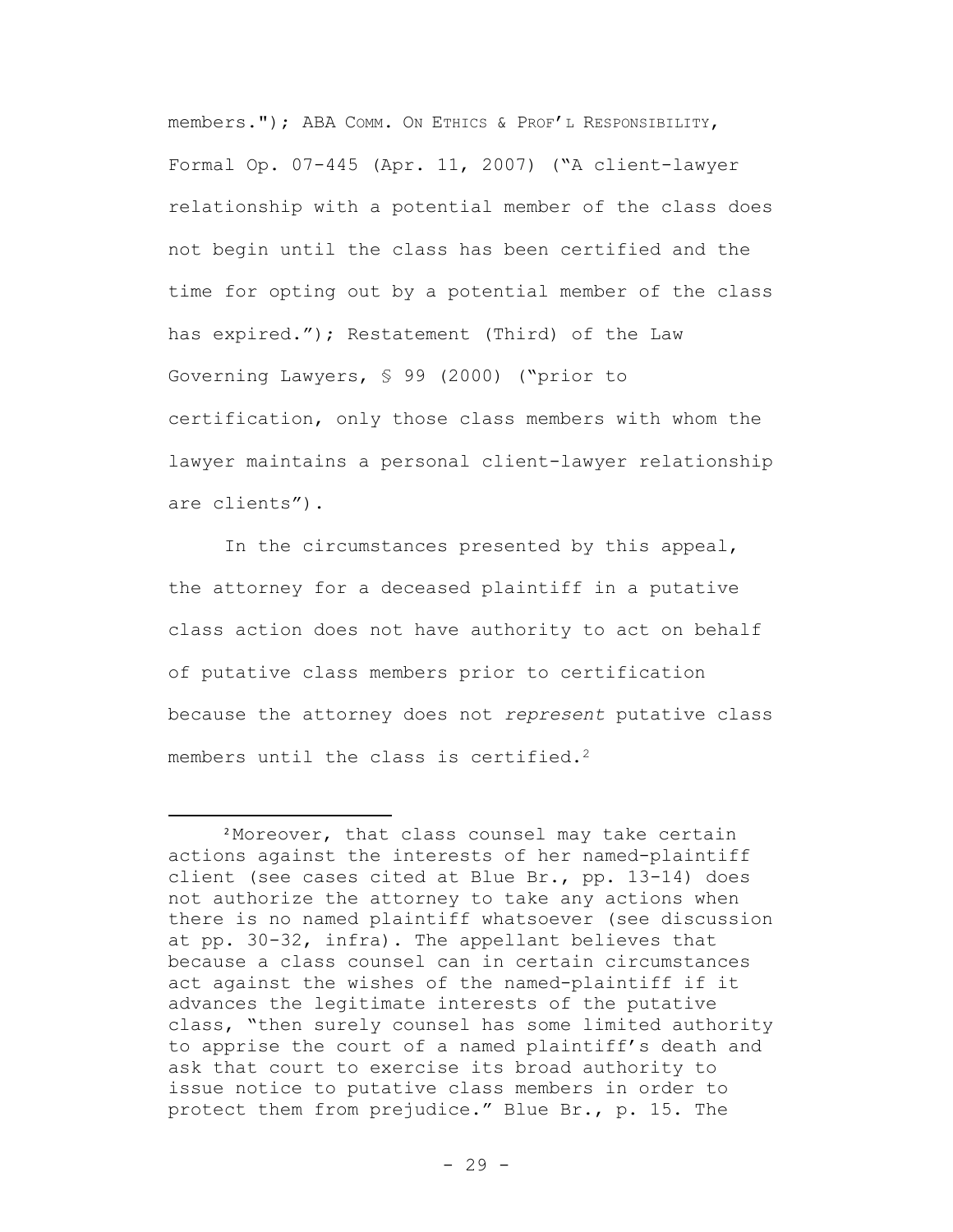members."); ABA COMM. ON ETHICS & PROF'L RESPONSIBILITY, Formal Op. 07-445 (Apr. 11, 2007) ("A client-lawyer relationship with a potential member of the class does not begin until the class has been certified and the time for opting out by a potential member of the class has expired."); Restatement (Third) of the Law Governing Lawyers, § 99 (2000) ("prior to certification, only those class members with whom the lawyer maintains a personal client-lawyer relationship are clients").

In the circumstances presented by this appeal, the attorney for a deceased plaintiff in a putative class action does not have authority to act on behalf of putative class members prior to certification because the attorney does not *represent* putative class members until the class is certified.[2]

---

[2] Moreover, that class counsel may take certain actions against the interests of her named-plaintiff client (see cases cited at Blue Br., pp. 13-14) does not authorize the attorney to take any actions when there is no named plaintiff whatsoever (see discussion at pp. 30-32, infra). The appellant believes that because a class counsel can in certain circumstances act against the wishes of the named-plaintiff if it advances the legitimate interests of the putative class, "then surely counsel has some limited authority to apprise the court of a named plaintiff's death and ask that court to exercise its broad authority to issue notice to putative class members in order to protect them from prejudice." Blue Br., p. 15. The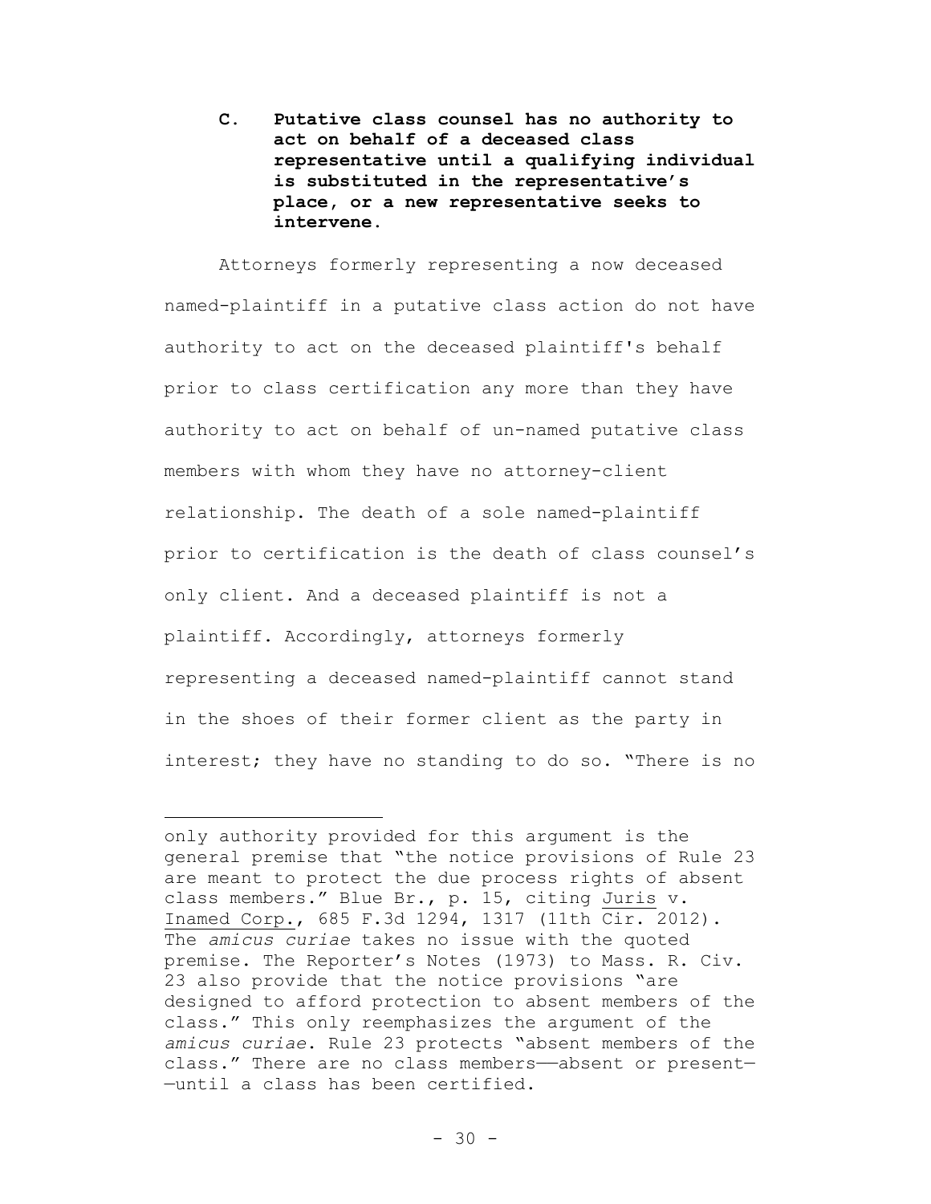### **C. Putative class counsel has no authority to act on behalf of a deceased class representative until a qualifying individual is substituted in the representative's place, or a new representative seeks to intervene.**

Attorneys formerly representing a now deceased named-plaintiff in a putative class action do not have authority to act on the deceased plaintiff's behalf prior to class certification any more than they have authority to act on behalf of un-named putative class members with whom they have no attorney-client relationship. The death of a sole named-plaintiff prior to certification is the death of class counsel's only client. And a deceased plaintiff is not a plaintiff. Accordingly, attorneys formerly representing a deceased named-plaintiff cannot stand in the shoes of their former client as the party in interest; they have no standing to do so. "There is no

---

only authority provided for this argument is the general premise that "the notice provisions of Rule 23 are meant to protect the due process rights of absent class members." Blue Br., p. 15, citing Juris v. Inamed Corp., 685 F.3d 1294, 1317 (11th Cir. 2012). The *amicus curiae* takes no issue with the quoted premise. The Reporter's Notes (1973) to Mass. R. Civ. 23 also provide that the notice provisions "are designed to afford protection to absent members of the class." This only reemphasizes the argument of the *amicus curiae*. Rule 23 protects "absent members of the class." There are no class members——absent or present——until a class has been certified.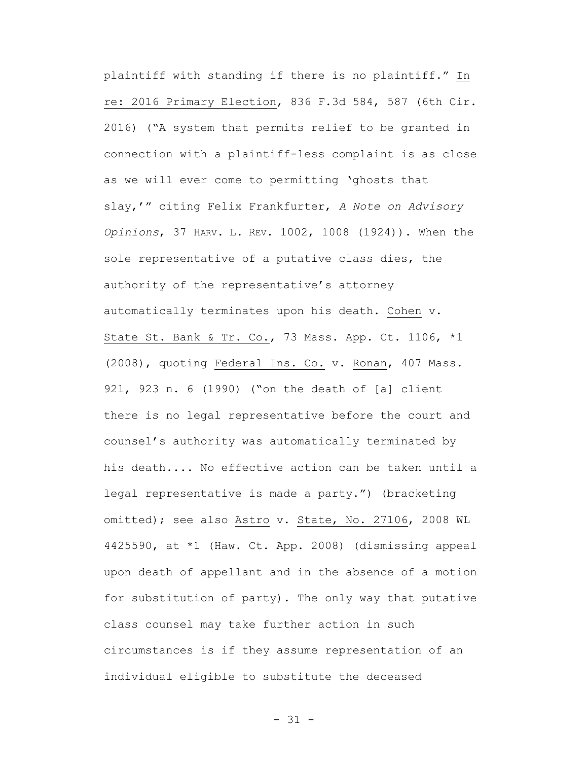plaintiff with standing if there is no plaintiff." In re: 2016 Primary Election, 836 F.3d 584, 587 (6th Cir. 2016) ("A system that permits relief to be granted in connection with a plaintiff-less complaint is as close as we will ever come to permitting 'ghosts that slay,'" citing Felix Frankfurter, *A Note on Advisory Opinions*, 37 HARV. L. REV. 1002, 1008 (1924)). When the sole representative of a putative class dies, the authority of the representative's attorney automatically terminates upon his death. Cohen v. State St. Bank & Tr. Co., 73 Mass. App. Ct. 1106, *1 (2008), quoting Federal Ins. Co. v. Ronan, 407 Mass. 921, 923 n. 6 (1990) ("on the death of [a] client there is no legal representative before the court and counsel's authority was automatically terminated by his death.... No effective action can be taken until a legal representative is made a party.") (bracketing omitted); see also Astro v. State, No. 27106, 2008 WL 4425590, at *1 (Haw. Ct. App. 2008) (dismissing appeal upon death of appellant and in the absence of a motion for substitution of party). The only way that putative class counsel may take further action in such circumstances is if they assume representation of an individual eligible to substitute the deceased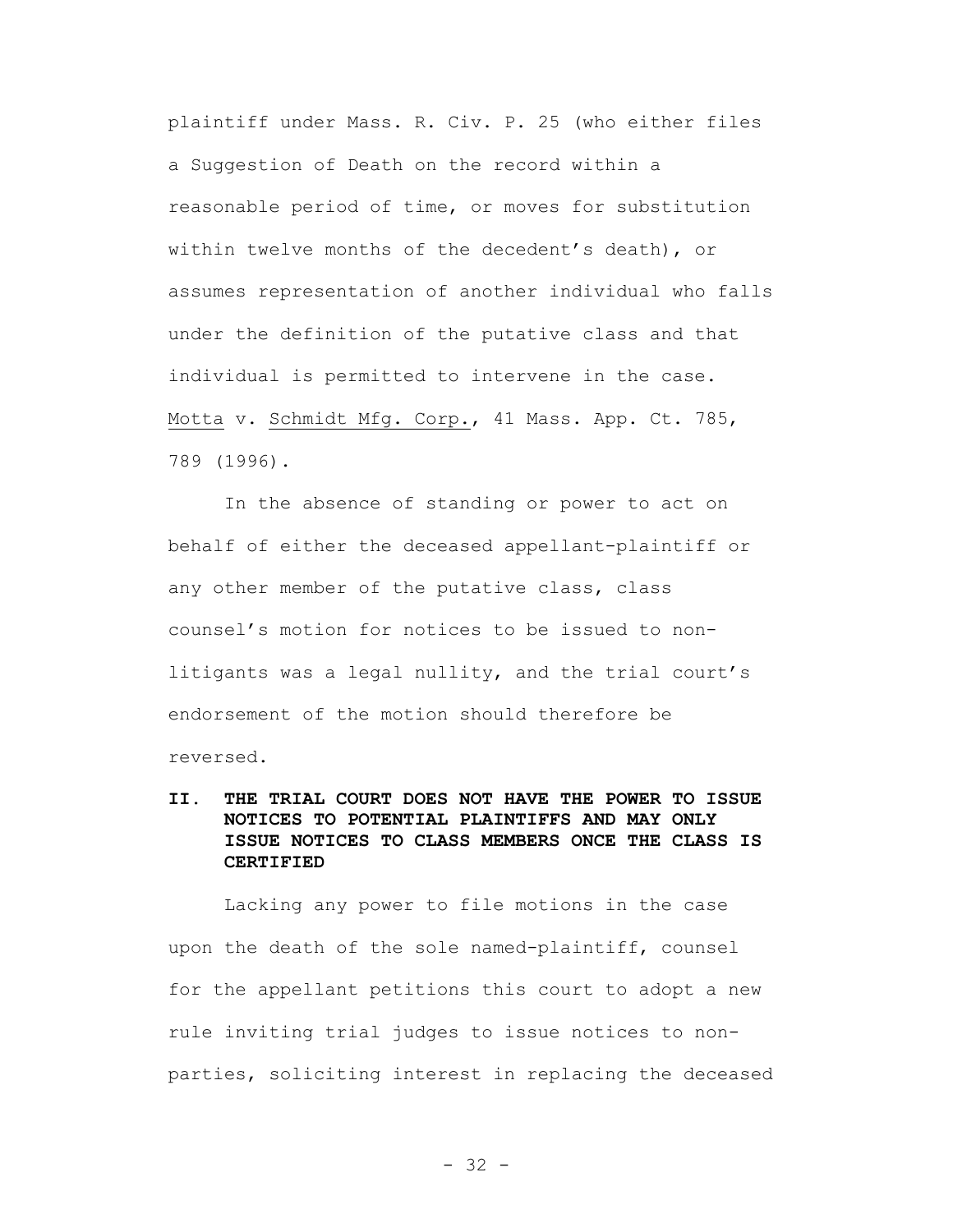plaintiff under Mass. R. Civ. P. 25 (who either files a Suggestion of Death on the record within a reasonable period of time, or moves for substitution within twelve months of the decedent's death), or assumes representation of another individual who falls under the definition of the putative class and that individual is permitted to intervene in the case. Motta v. Schmidt Mfg. Corp., 41 Mass. App. Ct. 785, 789 (1996).

In the absence of standing or power to act on behalf of either the deceased appellant-plaintiff or any other member of the putative class, class counsel's motion for notices to be issued to non-litigants was a legal nullity, and the trial court's endorsement of the motion should therefore be reversed.

## II. THE TRIAL COURT DOES NOT HAVE THE POWER TO ISSUE NOTICES TO POTENTIAL PLAINTIFFS AND MAY ONLY ISSUE NOTICES TO CLASS MEMBERS ONCE THE CLASS IS CERTIFIED

Lacking any power to file motions in the case upon the death of the sole named-plaintiff, counsel for the appellant petitions this court to adopt a new rule inviting trial judges to issue notices to non-parties, soliciting interest in replacing the deceased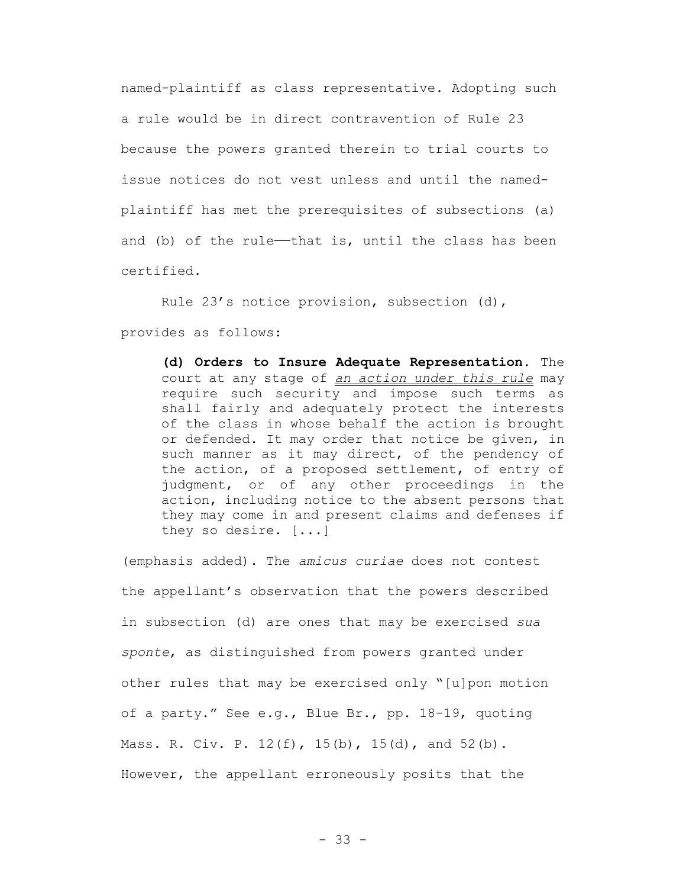named-plaintiff as class representative. Adopting such a rule would be in direct contravention of Rule 23 because the powers granted therein to trial courts to issue notices do not vest unless and until the named-plaintiff has met the prerequisites of subsections (a) and (b) of the rule——that is, until the class has been certified.

Rule 23's notice provision, subsection (d), provides as follows:

> **(d) Orders to Insure Adequate Representation.** The court at any stage of ***an action under this rule*** may require such security and impose such terms as shall fairly and adequately protect the interests of the class in whose behalf the action is brought or defended. It may order that notice be given, in such manner as it may direct, of the pendency of the action, of a proposed settlement, of entry of judgment, or of any other proceedings in the action, including notice to the absent persons that they may come in and present claims and defenses if they so desire. [...]

(emphasis added). The *amicus curiae* does not contest the appellant's observation that the powers described in subsection (d) are ones that may be exercised *sua sponte*, as distinguished from powers granted under other rules that may be exercised only "[u]pon motion of a party." See e.g., Blue Br., pp. 18-19, quoting Mass. R. Civ. P. 12(f), 15(b), 15(d), and 52(b). However, the appellant erroneously posits that the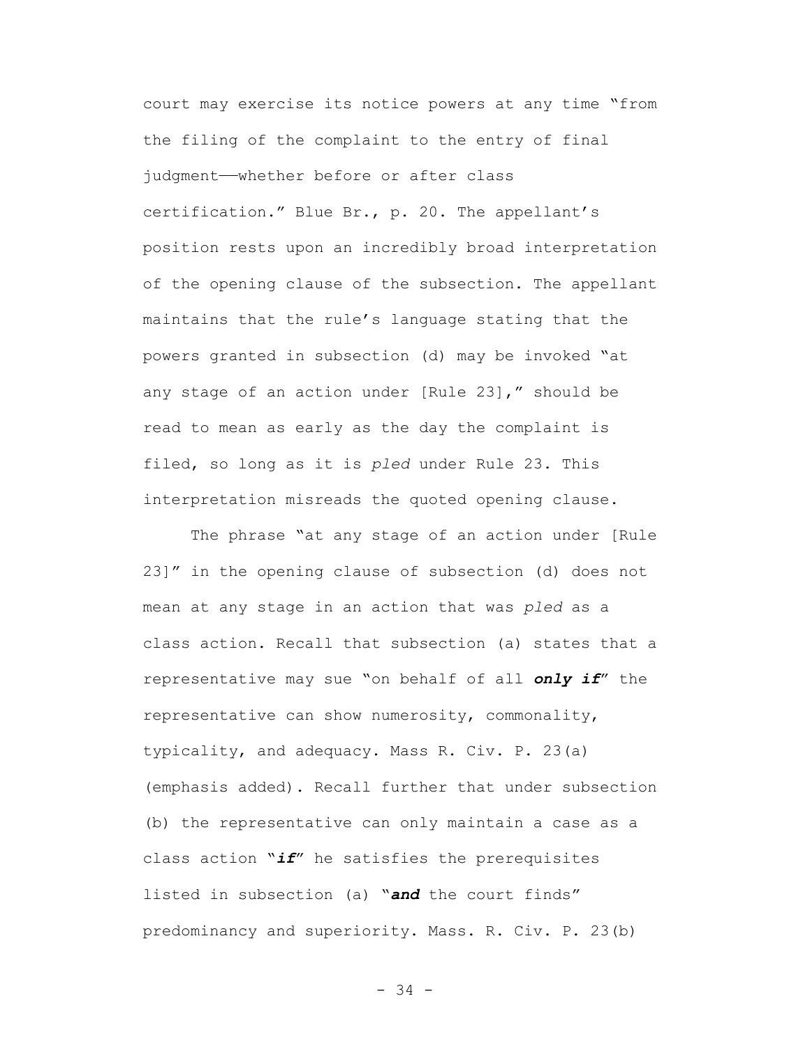court may exercise its notice powers at any time "from the filing of the complaint to the entry of final judgment——whether before or after class certification." Blue Br., p. 20. The appellant's position rests upon an incredibly broad interpretation of the opening clause of the subsection. The appellant maintains that the rule's language stating that the powers granted in subsection (d) may be invoked "at any stage of an action under [Rule 23]," should be read to mean as early as the day the complaint is filed, so long as it is *pled* under Rule 23. This interpretation misreads the quoted opening clause.

The phrase "at any stage of an action under [Rule 23]" in the opening clause of subsection (d) does not mean at any stage in an action that was *pled* as a class action. Recall that subsection (a) states that a representative may sue "on behalf of all ***only if***" the representative can show numerosity, commonality, typicality, and adequacy. Mass R. Civ. P. 23(a) (emphasis added). Recall further that under subsection (b) the representative can only maintain a case as a class action "***if***" he satisfies the prerequisites listed in subsection (a) "***and*** the court finds" predominancy and superiority. Mass. R. Civ. P. 23(b)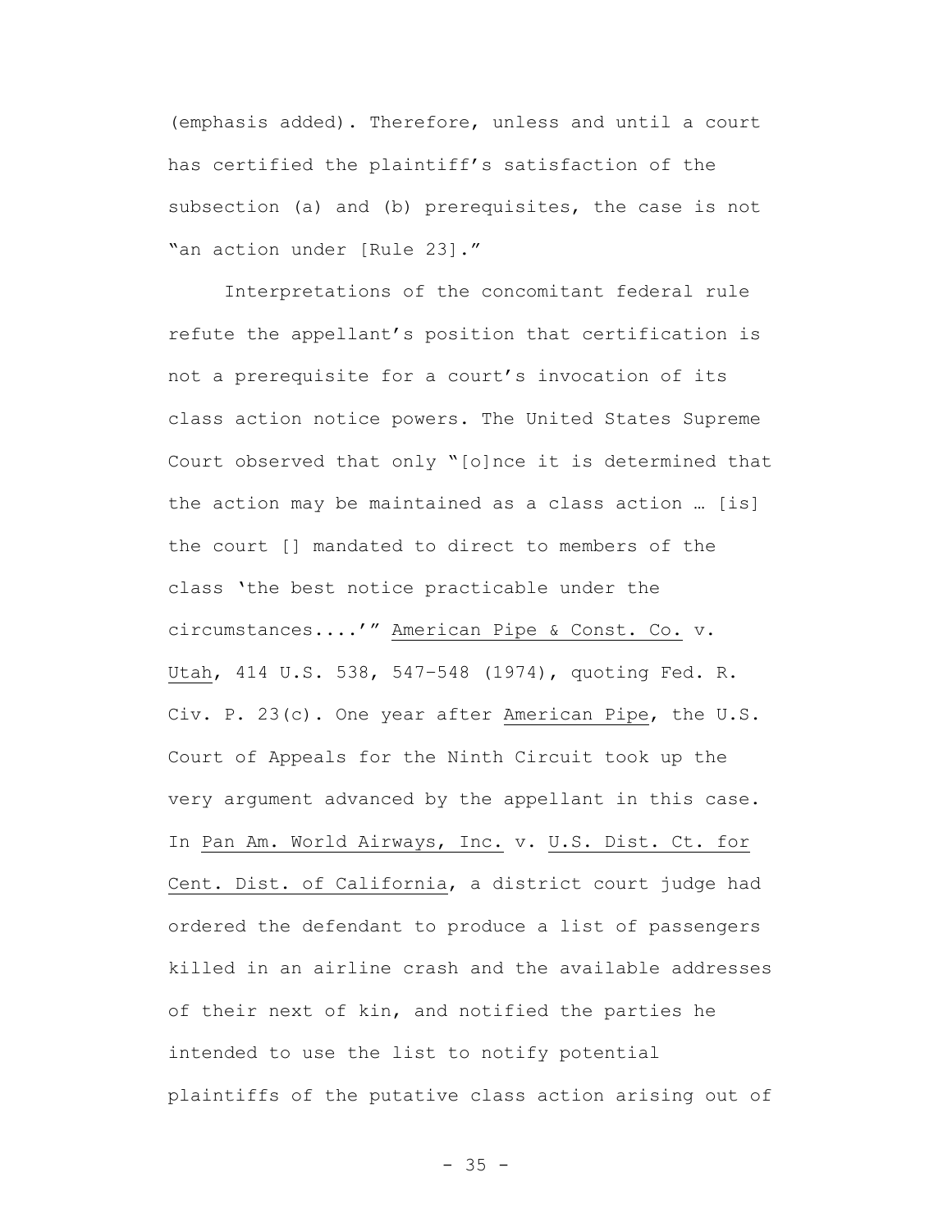(emphasis added). Therefore, unless and until a court has certified the plaintiff's satisfaction of the subsection (a) and (b) prerequisites, the case is not "an action under [Rule 23]."

Interpretations of the concomitant federal rule refute the appellant's position that certification is not a prerequisite for a court's invocation of its class action notice powers. The United States Supreme Court observed that only "[o]nce it is determined that the action may be maintained as a class action … [is] the court [] mandated to direct to members of the class 'the best notice practicable under the circumstances....'" American Pipe & Const. Co. v. Utah, 414 U.S. 538, 547-548 (1974), quoting Fed. R. Civ. P. 23(c). One year after American Pipe, the U.S. Court of Appeals for the Ninth Circuit took up the very argument advanced by the appellant in this case. In Pan Am. World Airways, Inc. v. U.S. Dist. Ct. for Cent. Dist. of California, a district court judge had ordered the defendant to produce a list of passengers killed in an airline crash and the available addresses of their next of kin, and notified the parties he intended to use the list to notify potential plaintiffs of the putative class action arising out of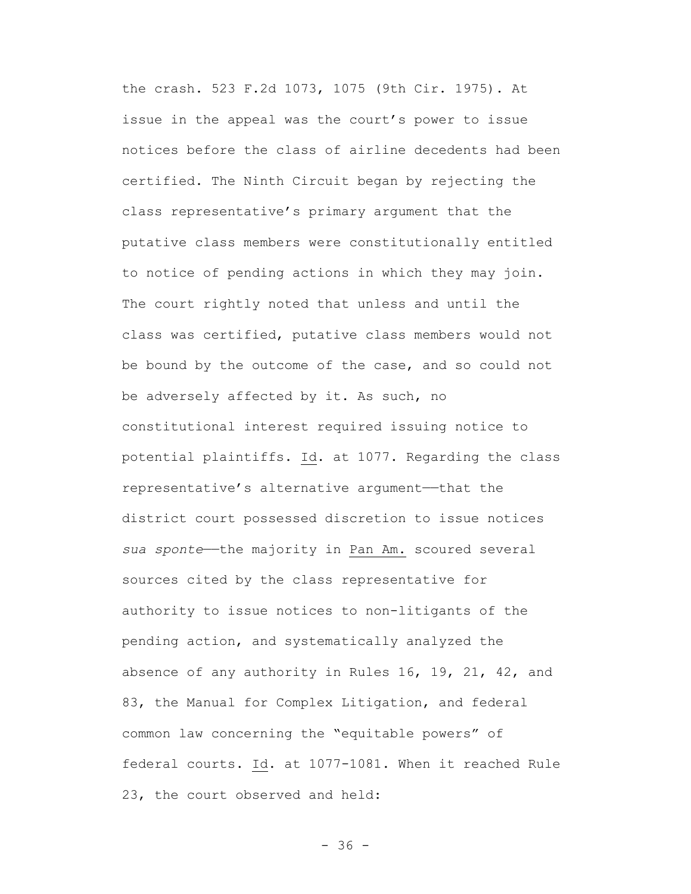the crash. 523 F.2d 1073, 1075 (9th Cir. 1975). At issue in the appeal was the court's power to issue notices before the class of airline decedents had been certified. The Ninth Circuit began by rejecting the class representative's primary argument that the putative class members were constitutionally entitled to notice of pending actions in which they may join. The court rightly noted that unless and until the class was certified, putative class members would not be bound by the outcome of the case, and so could not be adversely affected by it. As such, no constitutional interest required issuing notice to potential plaintiffs. Id. at 1077. Regarding the class representative's alternative argument——that the district court possessed discretion to issue notices *sua sponte*——the majority in Pan Am. scoured several sources cited by the class representative for authority to issue notices to non-litigants of the pending action, and systematically analyzed the absence of any authority in Rules 16, 19, 21, 42, and 83, the Manual for Complex Litigation, and federal common law concerning the "equitable powers" of federal courts. Id. at 1077-1081. When it reached Rule 23, the court observed and held: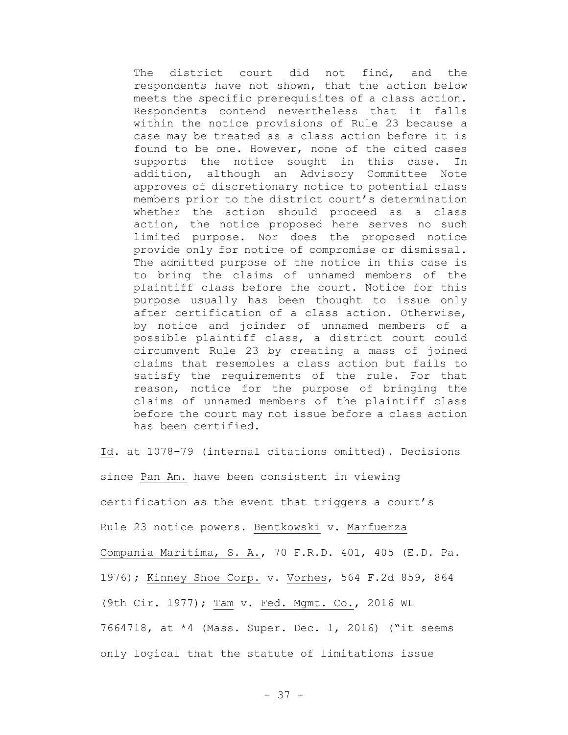> The district court did not find, and the respondents have not shown, that the action below meets the specific prerequisites of a class action. Respondents contend nevertheless that it falls within the notice provisions of Rule 23 because a case may be treated as a class action before it is found to be one. However, none of the cited cases supports the notice sought in this case. In addition, although an Advisory Committee Note approves of discretionary notice to potential class members prior to the district court's determination whether the action should proceed as a class action, the notice proposed here serves no such limited purpose. Nor does the proposed notice provide only for notice of compromise or dismissal. The admitted purpose of the notice in this case is to bring the claims of unnamed members of the plaintiff class before the court. Notice for this purpose usually has been thought to issue only after certification of a class action. Otherwise, by notice and joinder of unnamed members of a possible plaintiff class, a district court could circumvent Rule 23 by creating a mass of joined claims that resembles a class action but fails to satisfy the requirements of the rule. For that reason, notice for the purpose of bringing the claims of unnamed members of the plaintiff class before the court may not issue before a class action has been certified.

Id. at 1078–79 (internal citations omitted). Decisions since Pan Am. have been consistent in viewing certification as the event that triggers a court's Rule 23 notice powers. Bentkowski v. Marfuerza Compania Maritima, S. A., 70 F.R.D. 401, 405 (E.D. Pa. 1976); Kinney Shoe Corp. v. Vorhes, 564 F.2d 859, 864 (9th Cir. 1977); Tam v. Fed. Mgmt. Co., 2016 WL 7664718, at *4 (Mass. Super. Dec. 1, 2016) ("it seems only logical that the statute of limitations issue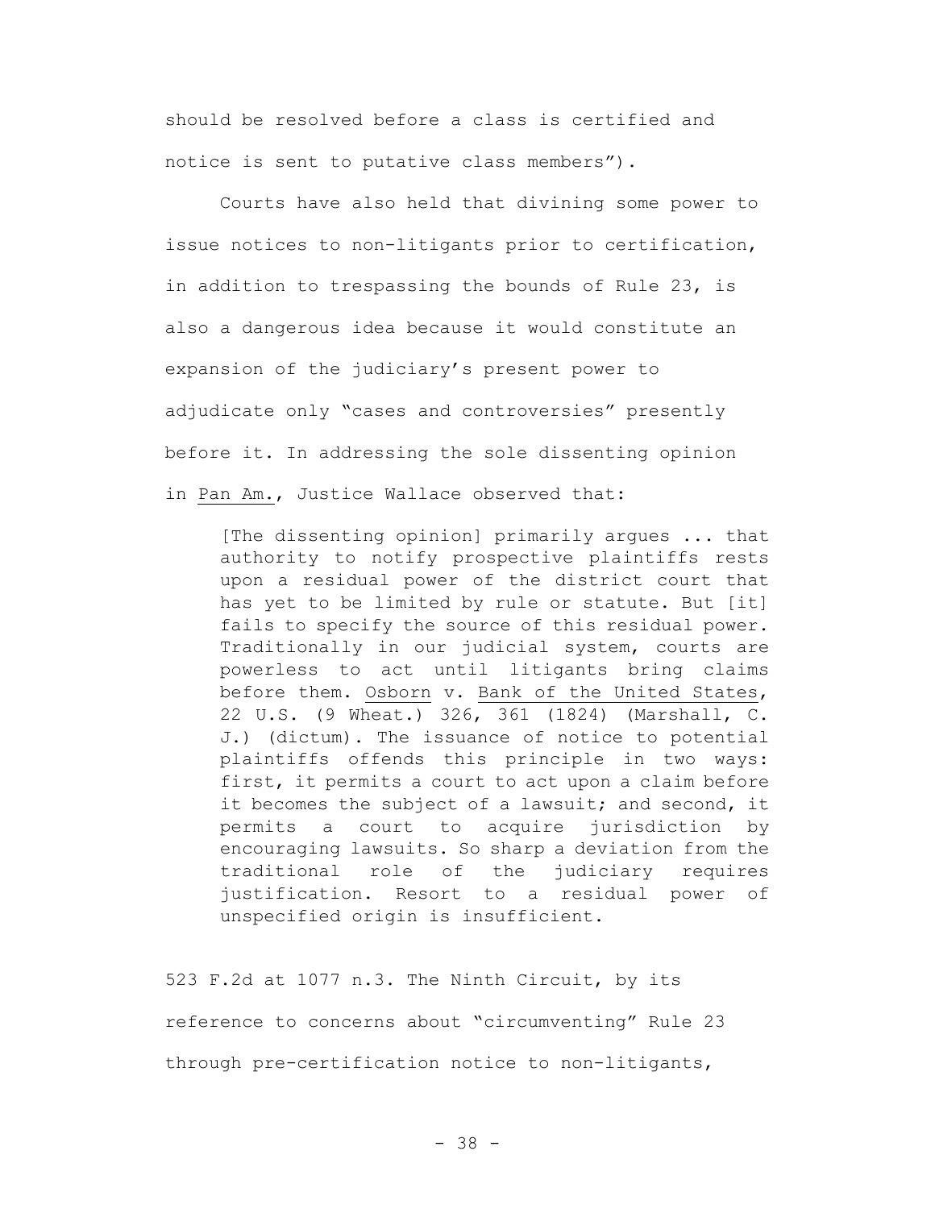should be resolved before a class is certified and notice is sent to putative class members").

Courts have also held that divining some power to issue notices to non-litigants prior to certification, in addition to trespassing the bounds of Rule 23, is also a dangerous idea because it would constitute an expansion of the judiciary's present power to adjudicate only "cases and controversies" presently before it. In addressing the sole dissenting opinion in Pan Am., Justice Wallace observed that:

> [The dissenting opinion] primarily argues ... that authority to notify prospective plaintiffs rests upon a residual power of the district court that has yet to be limited by rule or statute. But [it] fails to specify the source of this residual power. Traditionally in our judicial system, courts are powerless to act until litigants bring claims before them. Osborn v. Bank of the United States, 22 U.S. (9 Wheat.) 326, 361 (1824) (Marshall, C. J.) (dictum). The issuance of notice to potential plaintiffs offends this principle in two ways: first, it permits a court to act upon a claim before it becomes the subject of a lawsuit; and second, it permits a court to acquire jurisdiction by encouraging lawsuits. So sharp a deviation from the traditional role of the judiciary requires justification. Resort to a residual power of unspecified origin is insufficient.

523 F.2d at 1077 n.3. The Ninth Circuit, by its reference to concerns about "circumventing" Rule 23 through pre-certification notice to non-litigants,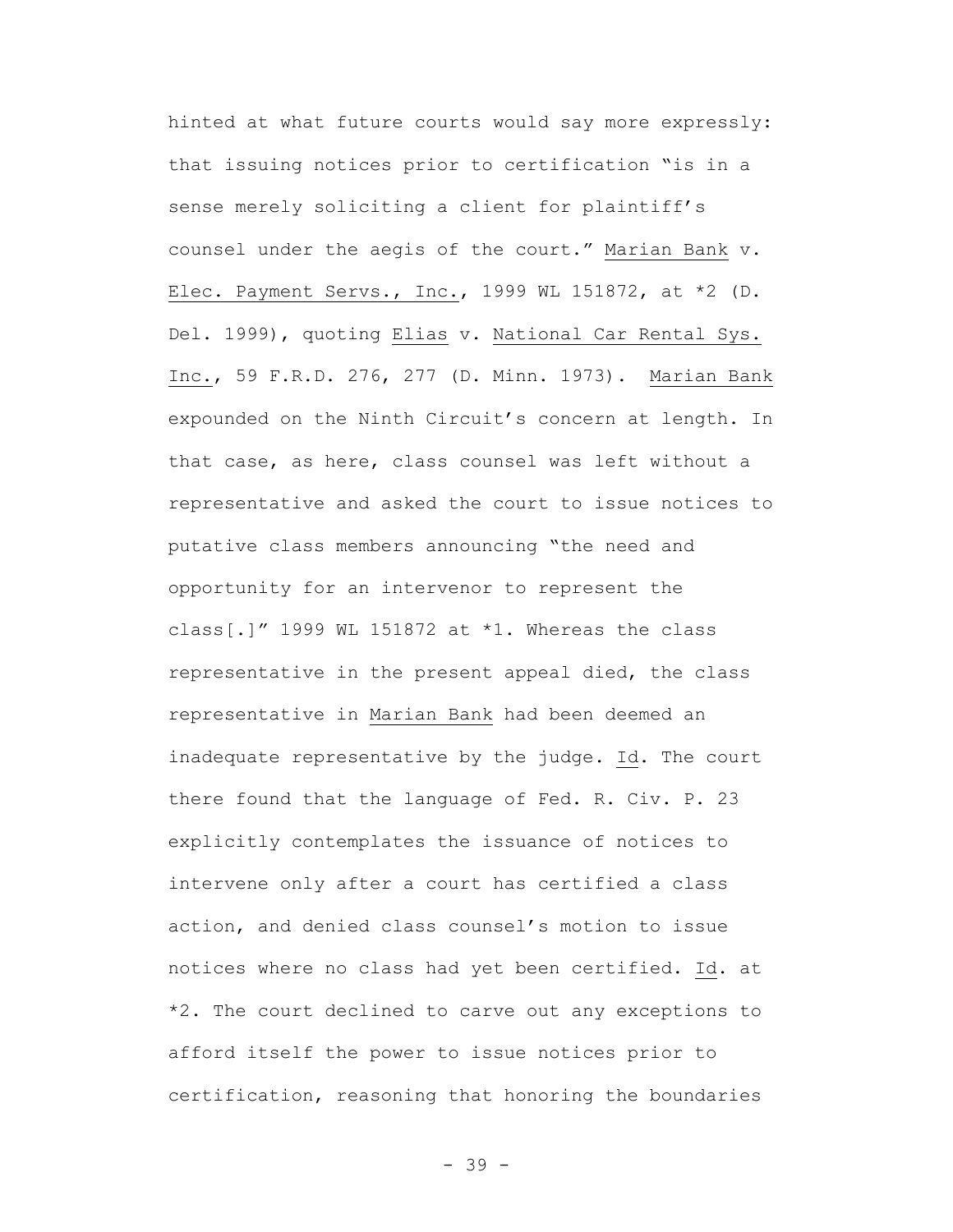hinted at what future courts would say more expressly: that issuing notices prior to certification "is in a sense merely soliciting a client for plaintiff's counsel under the aegis of the court." Marian Bank v. Elec. Payment Servs., Inc., 1999 WL 151872, at *2 (D. Del. 1999), quoting Elias v. National Car Rental Sys. Inc., 59 F.R.D. 276, 277 (D. Minn. 1973). Marian Bank expounded on the Ninth Circuit's concern at length. In that case, as here, class counsel was left without a representative and asked the court to issue notices to putative class members announcing "the need and opportunity for an intervenor to represent the class[.]" 1999 WL 151872 at *1. Whereas the class representative in the present appeal died, the class representative in Marian Bank had been deemed an inadequate representative by the judge. Id. The court there found that the language of Fed. R. Civ. P. 23 explicitly contemplates the issuance of notices to intervene only after a court has certified a class action, and denied class counsel's motion to issue notices where no class had yet been certified. Id. at *2. The court declined to carve out any exceptions to afford itself the power to issue notices prior to certification, reasoning that honoring the boundaries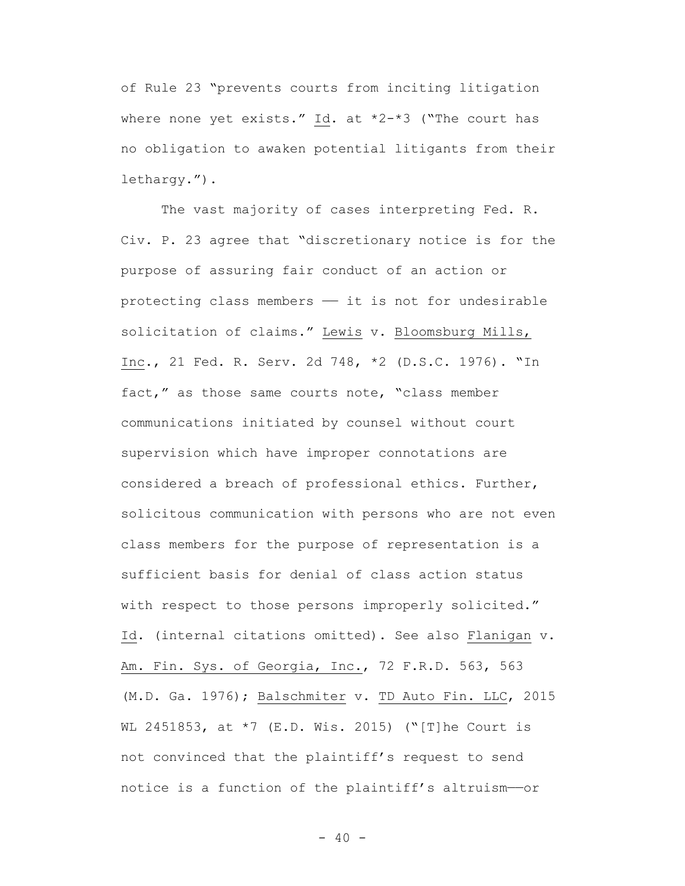of Rule 23 "prevents courts from inciting litigation where none yet exists." Id. at *2-*3 ("The court has no obligation to awaken potential litigants from their lethargy.").

The vast majority of cases interpreting Fed. R. Civ. P. 23 agree that "discretionary notice is for the purpose of assuring fair conduct of an action or protecting class members –– it is not for undesirable solicitation of claims." Lewis v. Bloomsburg Mills, Inc., 21 Fed. R. Serv. 2d 748, *2 (D.S.C. 1976). "In fact," as those same courts note, "class member communications initiated by counsel without court supervision which have improper connotations are considered a breach of professional ethics. Further, solicitous communication with persons who are not even class members for the purpose of representation is a sufficient basis for denial of class action status with respect to those persons improperly solicited." Id. (internal citations omitted). See also Flanigan v. Am. Fin. Sys. of Georgia, Inc., 72 F.R.D. 563, 563 (M.D. Ga. 1976); Balschmiter v. TD Auto Fin. LLC, 2015 WL 2451853, at *7 (E.D. Wis. 2015) ("[T]he Court is not convinced that the plaintiff's request to send notice is a function of the plaintiff's altruism––or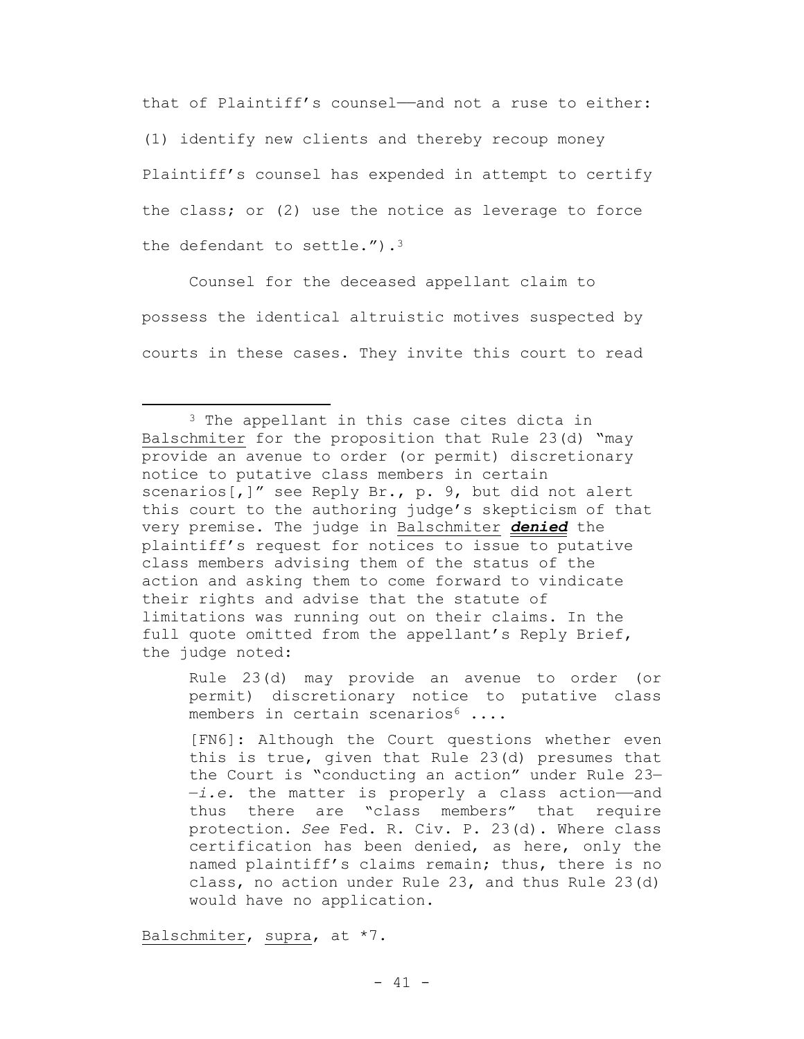that of Plaintiff's counsel——and not a ruse to either: (1) identify new clients and thereby recoup money Plaintiff's counsel has expended in attempt to certify the class; or (2) use the notice as leverage to force the defendant to settle.").[3]

Counsel for the deceased appellant claim to possess the identical altruistic motives suspected by courts in these cases. They invite this court to read

---

[3] The appellant in this case cites dicta in Balschmiter for the proposition that Rule 23(d) "may provide an avenue to order (or permit) discretionary notice to putative class members in certain scenarios[,]" see Reply Br., p. 9, but did not alert this court to the authoring judge's skepticism of that very premise. The judge in Balschmiter ***denied*** the plaintiff's request for notices to issue to putative class members advising them of the status of the action and asking them to come forward to vindicate their rights and advise that the statute of limitations was running out on their claims. In the full quote omitted from the appellant's Reply Brief, the judge noted:

> Rule 23(d) may provide an avenue to order (or permit) discretionary notice to putative class members in certain scenarios[6] ....
>
> [FN6]: Although the Court questions whether even this is true, given that Rule 23(d) presumes that the Court is "conducting an action" under Rule 23——*i.e.* the matter is properly a class action——and thus there are "class members" that require protection. *See* Fed. R. Civ. P. 23(d). Where class certification has been denied, as here, only the named plaintiff's claims remain; thus, there is no class, no action under Rule 23, and thus Rule 23(d) would have no application.

Balschmiter, supra, at *7.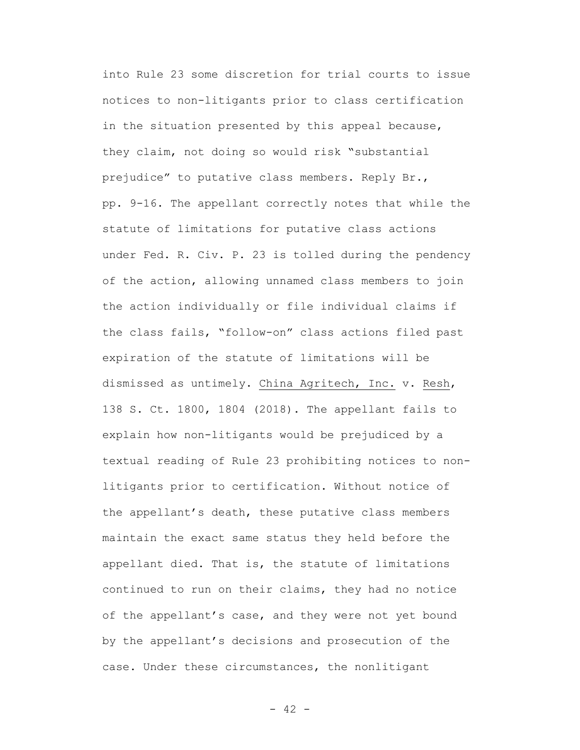into Rule 23 some discretion for trial courts to issue notices to non-litigants prior to class certification in the situation presented by this appeal because, they claim, not doing so would risk "substantial prejudice" to putative class members. Reply Br., pp. 9-16. The appellant correctly notes that while the statute of limitations for putative class actions under Fed. R. Civ. P. 23 is tolled during the pendency of the action, allowing unnamed class members to join the action individually or file individual claims if the class fails, "follow-on" class actions filed past expiration of the statute of limitations will be dismissed as untimely. China Agritech, Inc. v. Resh, 138 S. Ct. 1800, 1804 (2018). The appellant fails to explain how non-litigants would be prejudiced by a textual reading of Rule 23 prohibiting notices to non-litigants prior to certification. Without notice of the appellant's death, these putative class members maintain the exact same status they held before the appellant died. That is, the statute of limitations continued to run on their claims, they had no notice of the appellant's case, and they were not yet bound by the appellant's decisions and prosecution of the case. Under these circumstances, the nonlitigant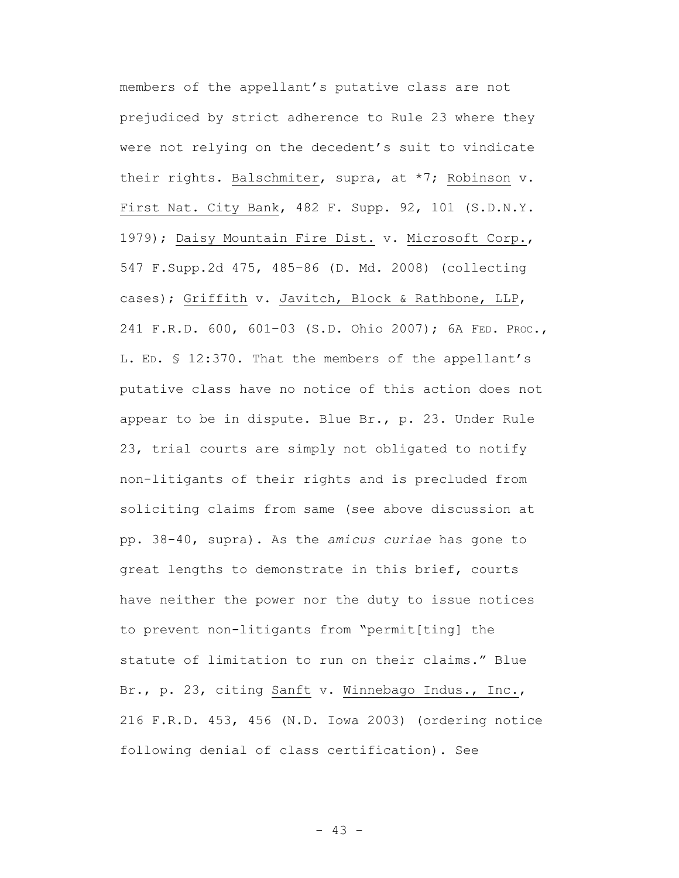members of the appellant's putative class are not prejudiced by strict adherence to Rule 23 where they were not relying on the decedent's suit to vindicate their rights. Balschmiter, supra, at *7; Robinson v. First Nat. City Bank, 482 F. Supp. 92, 101 (S.D.N.Y. 1979); Daisy Mountain Fire Dist. v. Microsoft Corp., 547 F.Supp.2d 475, 485–86 (D. Md. 2008) (collecting cases); Griffith v. Javitch, Block & Rathbone, LLP, 241 F.R.D. 600, 601–03 (S.D. Ohio 2007); 6A FED. PROC., L. ED. § 12:370. That the members of the appellant's putative class have no notice of this action does not appear to be in dispute. Blue Br., p. 23. Under Rule 23, trial courts are simply not obligated to notify non-litigants of their rights and is precluded from soliciting claims from same (see above discussion at pp. 38-40, supra). As the *amicus curiae* has gone to great lengths to demonstrate in this brief, courts have neither the power nor the duty to issue notices to prevent non-litigants from "permit[ting] the statute of limitation to run on their claims." Blue Br., p. 23, citing Sanft v. Winnebago Indus., Inc., 216 F.R.D. 453, 456 (N.D. Iowa 2003) (ordering notice following denial of class certification). See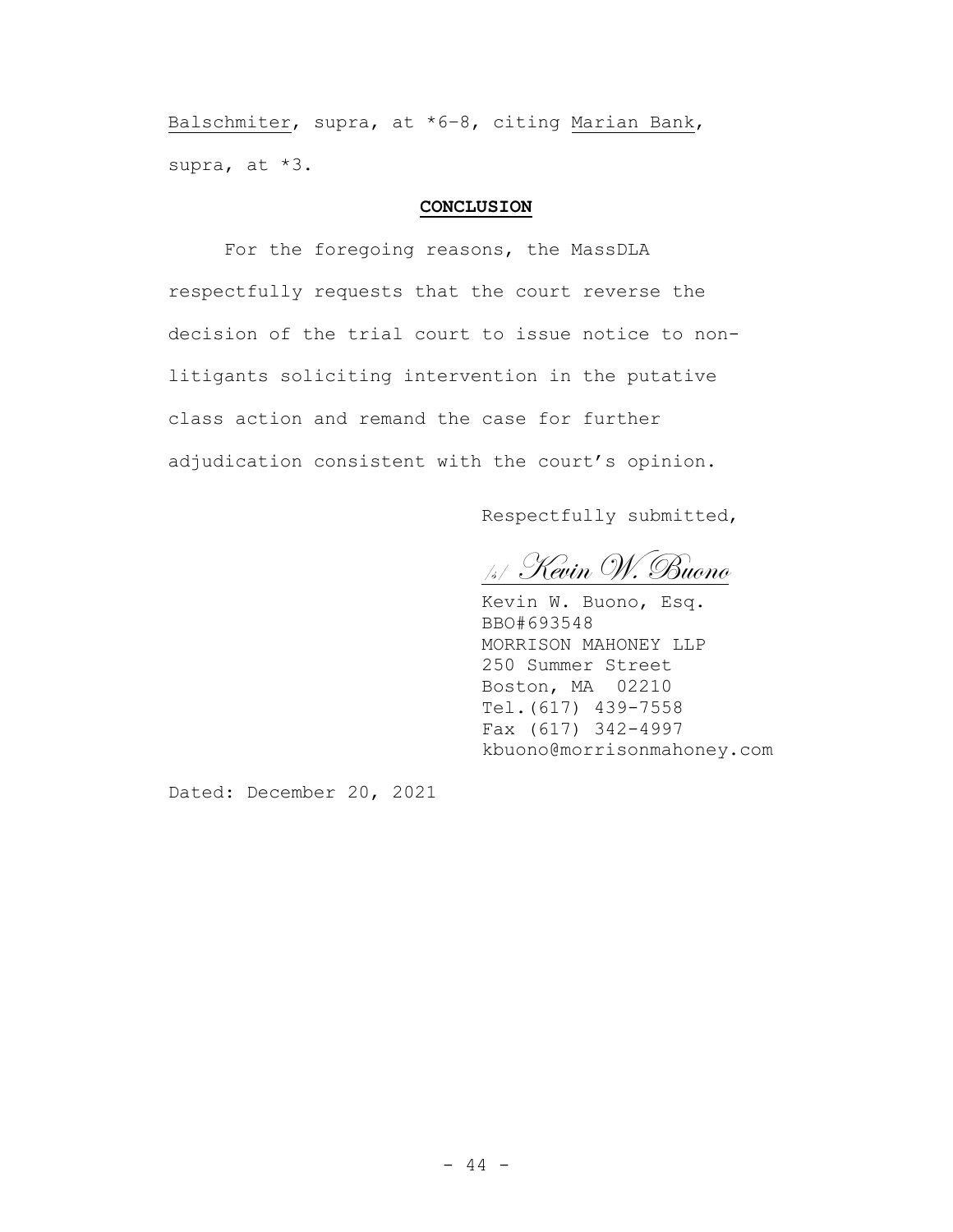Balschmiter, supra, at *6–8, citing Marian Bank, supra, at *3.

## **CONCLUSION**

For the foregoing reasons, the MassDLA respectfully requests that the court reverse the decision of the trial court to issue notice to non-litigants soliciting intervention in the putative class action and remand the case for further adjudication consistent with the court's opinion.

Respectfully submitted,

/s/ *Kevin W. Buono*

Kevin W. Buono, Esq.
BBO#693548
MORRISON MAHONEY LLP
250 Summer Street
Boston, MA 02210
Tel.(617) 439-7558
Fax (617) 342-4997
kbuono@morrisonmahoney.com

Dated: December 20, 2021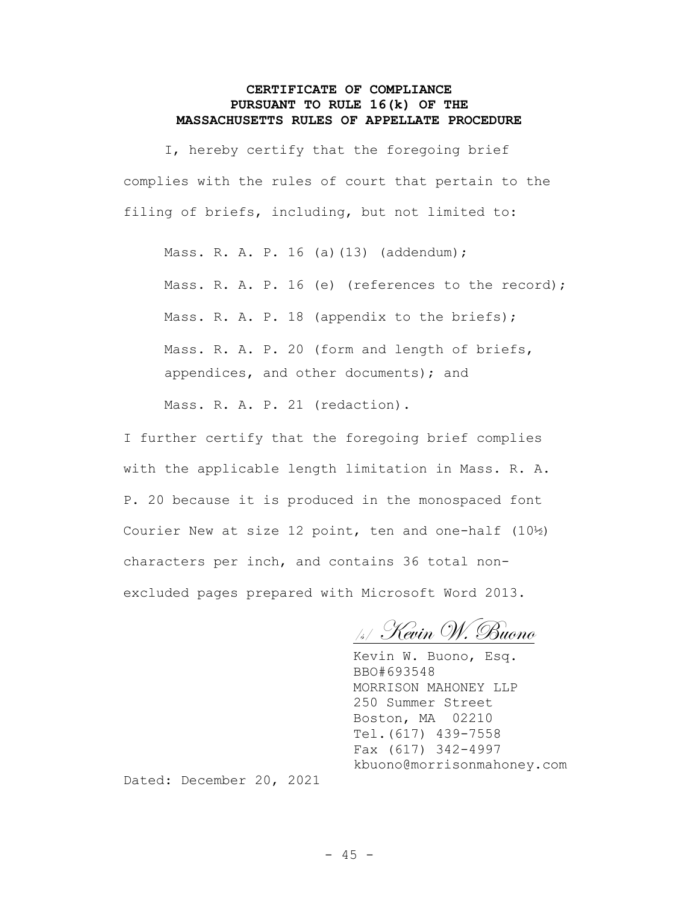## CERTIFICATE OF COMPLIANCE PURSUANT TO RULE 16(k) OF THE MASSACHUSETTS RULES OF APPELLATE PROCEDURE

I, hereby certify that the foregoing brief complies with the rules of court that pertain to the filing of briefs, including, but not limited to:

Mass. R. A. P. 16 (a)(13) (addendum);

Mass. R. A. P. 16 (e) (references to the record);

Mass. R. A. P. 18 (appendix to the briefs);

Mass. R. A. P. 20 (form and length of briefs, appendices, and other documents); and

Mass. R. A. P. 21 (redaction).

I further certify that the foregoing brief complies with the applicable length limitation in Mass. R. A. P. 20 because it is produced in the monospaced font Courier New at size 12 point, ten and one-half (10½) characters per inch, and contains 36 total non-excluded pages prepared with Microsoft Word 2013.

/s/ *Kevin W. Buono*

Kevin W. Buono, Esq.
BBO#693548
MORRISON MAHONEY LLP
250 Summer Street
Boston, MA 02210
Tel.(617) 439-7558
Fax (617) 342-4997
kbuono@morrisonmahoney.com

Dated: December 20, 2021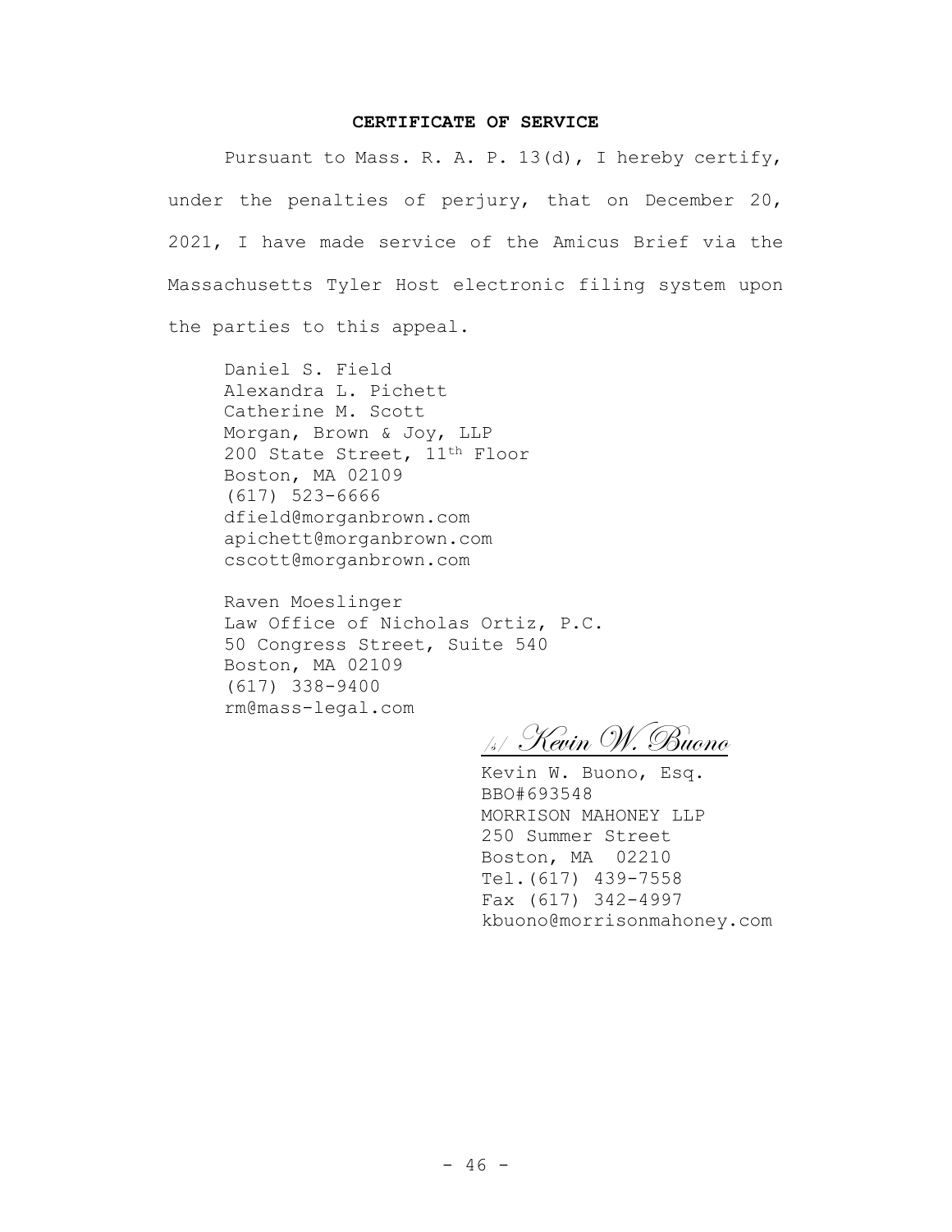**CERTIFICATE OF SERVICE**

Pursuant to Mass. R. A. P. 13(d), I hereby certify, under the penalties of perjury, that on December 20, 2021, I have made service of the Amicus Brief via the Massachusetts Tyler Host electronic filing system upon the parties to this appeal.

Daniel S. Field  
Alexandra L. Pichett  
Catherine M. Scott  
Morgan, Brown & Joy, LLP  
200 State Street, 11th Floor  
Boston, MA 02109  
(617) 523-6666  
dfield@morganbrown.com  
apichett@morganbrown.com  
cscott@morganbrown.com

Raven Moeslinger  
Law Office of Nicholas Ortiz, P.C.  
50 Congress Street, Suite 540  
Boston, MA 02109  
(617) 338-9400  
rm@mass-legal.com

/s/ *Kevin W. Buono*

Kevin W. Buono, Esq.  
BBO#693548  
MORRISON MAHONEY LLP  
250 Summer Street  
Boston, MA 02210  
Tel.(617) 439-7558  
Fax (617) 342-4997  
kbuono@morrisonmahoney.com